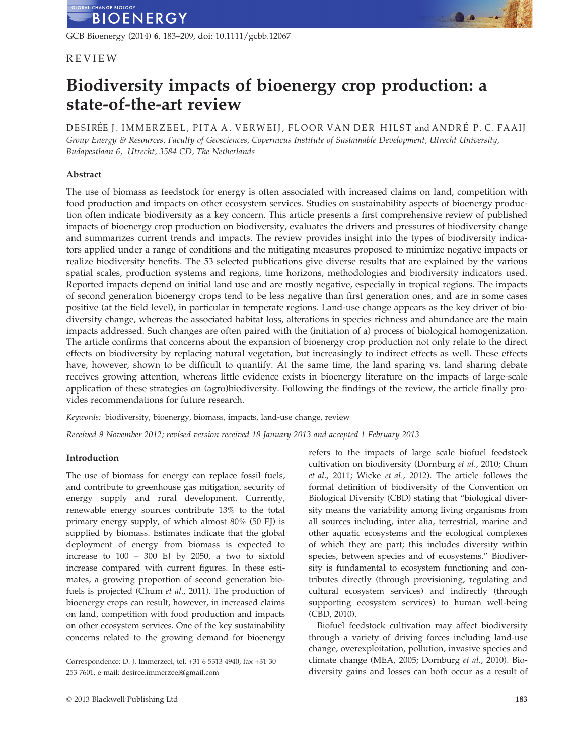REVIEW

# Biodiversity impacts of bioenergy crop production: a state-of-the-art review

DESIRÉE J. IMMERZEEL, PITA A. VERWEIJ, FLOOR VAN DER HILST and ANDRÉ P. C. FAAIJ

*Group Energy & Resources, Faculty of Geosciences, Copernicus Institute of Sustainable Development, Utrecht University, Budapestlaan 6, Utrecht, 3584 CD, The Netherlands*

## Abstract

The use of biomass as feedstock for energy is often associated with increased claims on land, competition with food production and impacts on other ecosystem services. Studies on sustainability aspects of bioenergy production often indicate biodiversity as a key concern. This article presents a first comprehensive review of published impacts of bioenergy crop production on biodiversity, evaluates the drivers and pressures of biodiversity change and summarizes current trends and impacts. The review provides insight into the types of biodiversity indicators applied under a range of conditions and the mitigating measures proposed to minimize negative impacts or realize biodiversity benefits. The 53 selected publications give diverse results that are explained by the various spatial scales, production systems and regions, time horizons, methodologies and biodiversity indicators used. Reported impacts depend on initial land use and are mostly negative, especially in tropical regions. The impacts of second generation bioenergy crops tend to be less negative than first generation ones, and are in some cases positive (at the field level), in particular in temperate regions. Land-use change appears as the key driver of biodiversity change, whereas the associated habitat loss, alterations in species richness and abundance are the main impacts addressed. Such changes are often paired with the (initiation of a) process of biological homogenization. The article confirms that concerns about the expansion of bioenergy crop production not only relate to the direct effects on biodiversity by replacing natural vegetation, but increasingly to indirect effects as well. These effects have, however, shown to be difficult to quantify. At the same time, the land sparing vs. land sharing debate receives growing attention, whereas little evidence exists in bioenergy literature on the impacts of large-scale application of these strategies on (agro)biodiversity. Following the findings of the review, the article finally provides recommendations for future research.

*Keywords:* biodiversity, bioenergy, biomass, impacts, land-use change, review

*Received 9 November 2012; revised version received 18 January 2013 and accepted 1 February 2013*

## Introduction

The use of biomass for energy can replace fossil fuels, and contribute to greenhouse gas mitigation, security of energy supply and rural development. Currently, renewable energy sources contribute 13% to the total primary energy supply, of which almost 80% (50 EJ) is supplied by biomass. Estimates indicate that the global deployment of energy from biomass is expected to increase to 100 – 300 EJ by 2050, a two to sixfold increase compared with current figures. In these estimates, a growing proportion of second generation biofuels is projected (Chum *et al.*, 2011). The production of bioenergy crops can result, however, in increased claims on land, competition with food production and impacts on other ecosystem services. One of the key sustainability concerns related to the growing demand for bioenergy refers to the impacts of large scale biofuel feedstock cultivation on biodiversity (Dornburg *et al.*, 2010; Chum *et al.*, 2011; Wicke *et al.*, 2012). The article follows the formal definition of biodiversity of the Convention on Biological Diversity (CBD) stating that "biological diversity means the variability among living organisms from all sources including, inter alia, terrestrial, marine and other aquatic ecosystems and the ecological complexes of which they are part; this includes diversity within species, between species and of ecosystems." Biodiversity is fundamental to ecosystem functioning and contributes directly (through provisioning, regulating and cultural ecosystem services) and indirectly (through supporting ecosystem services) to human well-being (CBD, 2010).

Biofuel feedstock cultivation may affect biodiversity through a variety of driving forces including land-use change, overexploitation, pollution, invasive species and climate change (MEA, 2005; Dornburg *et al.*, 2010). Biodiversity gains and losses can both occur as a result of

Correspondence: D. J. Immerzeel, tel. +31 6 5313 4940, fax +31 30 253 7601, e-mail: desiree.immerzeel@gmail.com

© 2013 Blackwell Publishing Ltd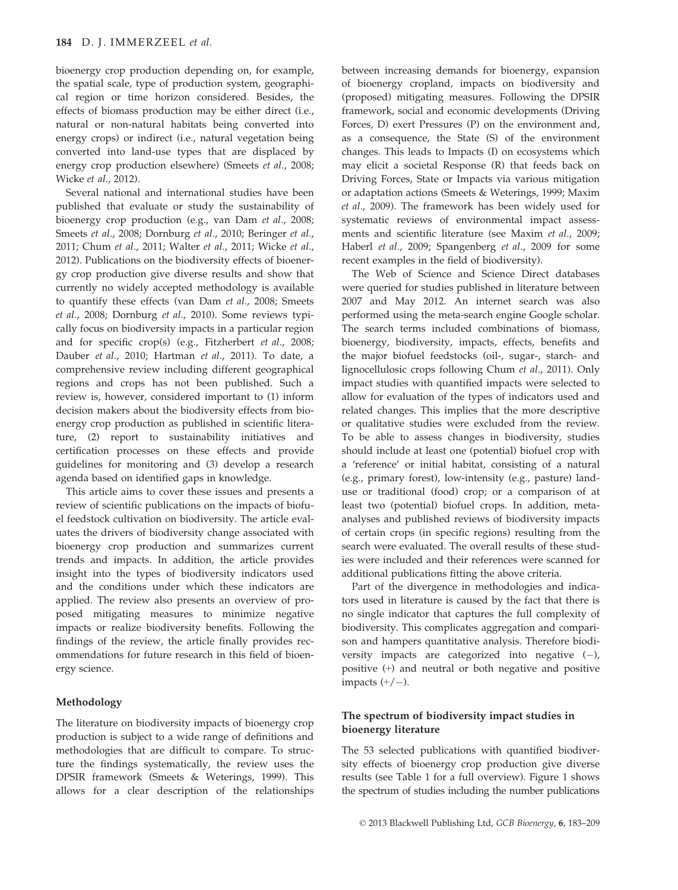bioenergy crop production depending on, for example, the spatial scale, type of production system, geographical region or time horizon considered. Besides, the effects of biomass production may be either direct (i.e., natural or non-natural habitats being converted into energy crops) or indirect (i.e., natural vegetation being converted into land-use types that are displaced by energy crop production elsewhere) (Smeets *et al*., 2008; Wicke *et al*., 2012).

Several national and international studies have been published that evaluate or study the sustainability of bioenergy crop production (e.g., van Dam *et al*., 2008; Smeets *et al*., 2008; Dornburg *et al*., 2010; Beringer *et al*., 2011; Chum *et al*., 2011; Walter *et al*., 2011; Wicke *et al*., 2012). Publications on the biodiversity effects of bioenergy crop production give diverse results and show that currently no widely accepted methodology is available to quantify these effects (van Dam *et al*., 2008; Smeets *et al*., 2008; Dornburg *et al*., 2010). Some reviews typically focus on biodiversity impacts in a particular region and for specific crop(s) (e.g., Fitzherbert *et al*., 2008; Dauber *et al*., 2010; Hartman *et al*., 2011). To date, a comprehensive review including different geographical regions and crops has not been published. Such a review is, however, considered important to (1) inform decision makers about the biodiversity effects from bioenergy crop production as published in scientific literature, (2) report to sustainability initiatives and certification processes on these effects and provide guidelines for monitoring and (3) develop a research agenda based on identified gaps in knowledge.

This article aims to cover these issues and presents a review of scientific publications on the impacts of biofuel feedstock cultivation on biodiversity. The article evaluates the drivers of biodiversity change associated with bioenergy crop production and summarizes current trends and impacts. In addition, the article provides insight into the types of biodiversity indicators used and the conditions under which these indicators are applied. The review also presents an overview of proposed mitigating measures to minimize negative impacts or realize biodiversity benefits. Following the findings of the review, the article finally provides recommendations for future research in this field of bioenergy science.

## Methodology

The literature on biodiversity impacts of bioenergy crop production is subject to a wide range of definitions and methodologies that are difficult to compare. To structure the findings systematically, the review uses the DPSIR framework (Smeets & Weterings, 1999). This allows for a clear description of the relationships between increasing demands for bioenergy, expansion of bioenergy cropland, impacts on biodiversity and (proposed) mitigating measures. Following the DPSIR framework, social and economic developments (Driving Forces, D) exert Pressures (P) on the environment and, as a consequence, the State (S) of the environment changes. This leads to Impacts (I) on ecosystems which may elicit a societal Response (R) that feeds back on Driving Forces, State or Impacts via various mitigation or adaptation actions (Smeets & Weterings, 1999; Maxim *et al*., 2009). The framework has been widely used for systematic reviews of environmental impact assessments and scientific literature (see Maxim *et al*., 2009; Haberl *et al*., 2009; Spangenberg *et al*., 2009 for some recent examples in the field of biodiversity).

The Web of Science and Science Direct databases were queried for studies published in literature between 2007 and May 2012. An internet search was also performed using the meta-search engine Google scholar. The search terms included combinations of biomass, bioenergy, biodiversity, impacts, effects, benefits and the major biofuel feedstocks (oil-, sugar-, starch- and lignocellulosic crops following Chum *et al*., 2011). Only impact studies with quantified impacts were selected to allow for evaluation of the types of indicators used and related changes. This implies that the more descriptive or qualitative studies were excluded from the review. To be able to assess changes in biodiversity, studies should include at least one (potential) biofuel crop with a 'reference' or initial habitat, consisting of a natural (e.g., primary forest), low-intensity (e.g., pasture) land-use or traditional (food) crop; or a comparison of at least two (potential) biofuel crops. In addition, meta-analyses and published reviews of biodiversity impacts of certain crops (in specific regions) resulting from the search were evaluated. The overall results of these studies were included and their references were scanned for additional publications fitting the above criteria.

Part of the divergence in methodologies and indicators used in literature is caused by the fact that there is no single indicator that captures the full complexity of biodiversity. This complicates aggregation and comparison and hampers quantitative analysis. Therefore biodiversity impacts are categorized into negative (−), positive (+) and neutral or both negative and positive impacts (+/−).

## The spectrum of biodiversity impact studies in bioenergy literature

The 53 selected publications with quantified biodiversity effects of bioenergy crop production give diverse results (see Table 1 for a full overview). Figure 1 shows the spectrum of studies including the number publications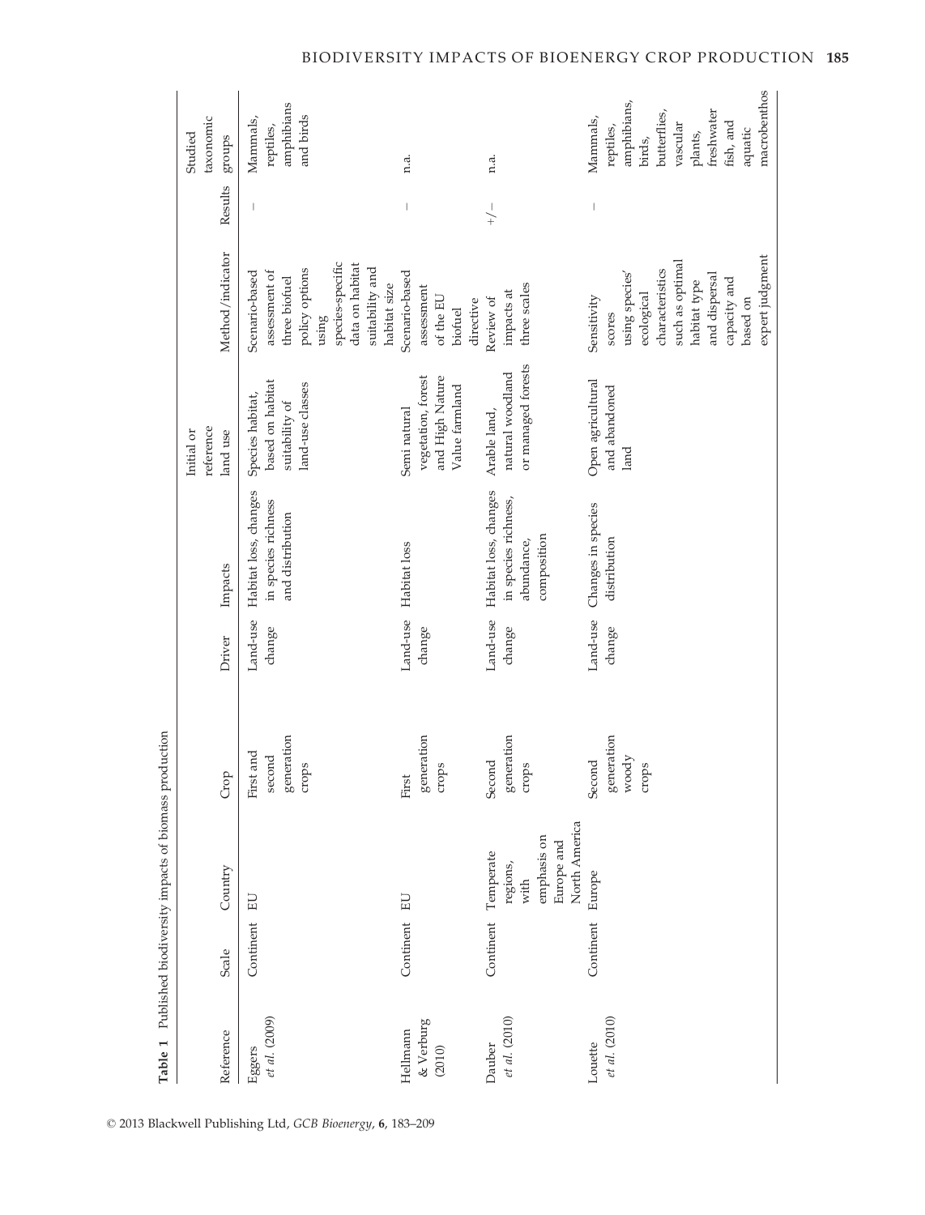**Table 1** Published biodiversity impacts of biomass production

| Reference | Scale | Country | Crop | Driver | Impacts | Initial or reference land use | Method/indicator | Results | Studied taxonomic groups |
|---|---|---|---|---|---|---|---|---|---|
| Eggers *et al.* (2009) | Continent | EU | First and second generation crops | Land-use change | Habitat loss, changes in species richness and distribution | Species habitat, based on habitat suitability of land-use classes | Scenario-based assessment of three biofuel policy options using species-specific data on habitat suitability and habitat size | − | Mammals, reptiles, amphibians and birds |
| Hellmann & Verburg (2010) | Continent | EU | First generation crops | Land-use change | Habitat loss | Semi natural vegetation, forest and High Nature Value farmland | Scenario-based assessment of the EU biofuel directive | − | n.a. |
| Dauber *et al.* (2010) | Continent | Temperate regions, with emphasis on Europe and North America | Second generation crops | Land-use change | Habitat loss, changes in species richness, abundance, composition | Arable land, natural woodland or managed forests | Review of impacts at three scales | +/− | n.a. |
| Louette *et al.* (2010) | Continent | Europe | Second generation woody crops | Land-use change | Changes in species distribution | Open agricultural and abandoned land | Sensitivity scores using species' ecological characteristics such as optimal habitat type and dispersal capacity and based on expert judgment | − | Mammals, reptiles, amphibians, birds, butterflies, vascular plants, freshwater fish, and aquatic macrobenthos |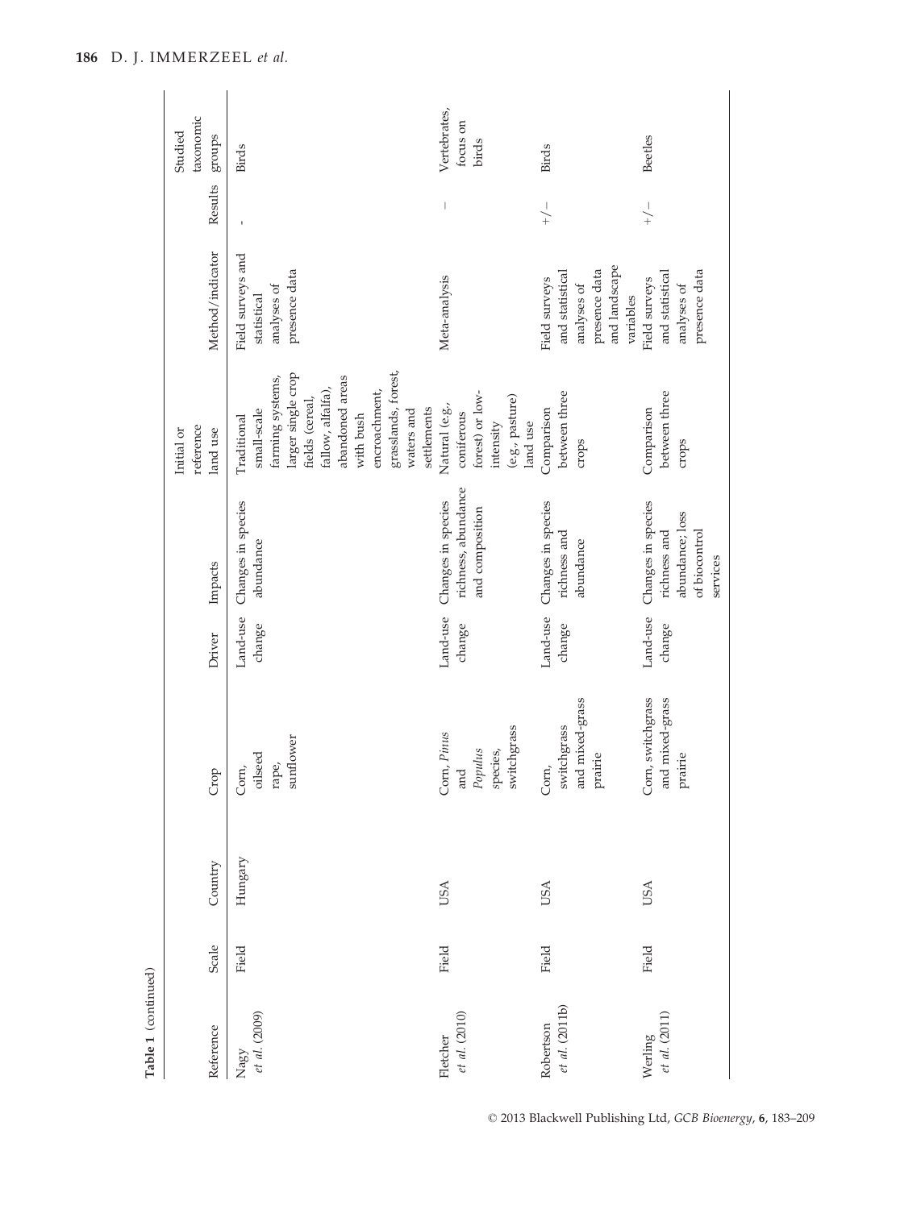Table 1 (continued)

| Reference | Scale | Country | Crop | Driver | Impacts | Initial or reference land use | Method/indicator | Results | Studied taxonomic groups |
|---|---|---|---|---|---|---|---|---|---|
| Nagy *et al.* (2009) | Field | Hungary | Corn, oilseed rape, sunflower | Land-use change | Changes in species abundance | Traditional small-scale farming systems, larger single crop fields (cereal, fallow, alfalfa), abandoned areas with bush encroachment, grasslands, forest, waters and settlements | Field surveys and statistical analyses of presence data | - | Birds |
| Fletcher *et al.* (2010) | Field | USA | Corn, *Pinus* and *Populus* species, switchgrass | Land-use change | Changes in species richness, abundance and composition | Natural (e.g., coniferous forest) or low-intensity (e.g., pasture) land use | Meta-analysis | – | Vertebrates, focus on birds |
| Robertson *et al.* (2011b) | Field | USA | Corn, switchgrass and mixed-grass prairie | Land-use change | Changes in species richness and abundance | Comparison between three crops | Field surveys and statistical analyses of presence data and landscape variables | +/– | Birds |
| Werling *et al.* (2011) | Field | USA | Corn, switchgrass and mixed-grass prairie | Land-use change | Changes in species richness and abundance; loss of biocontrol services | Comparison between three crops | Field surveys and statistical analyses of presence data | +/– | Beetles |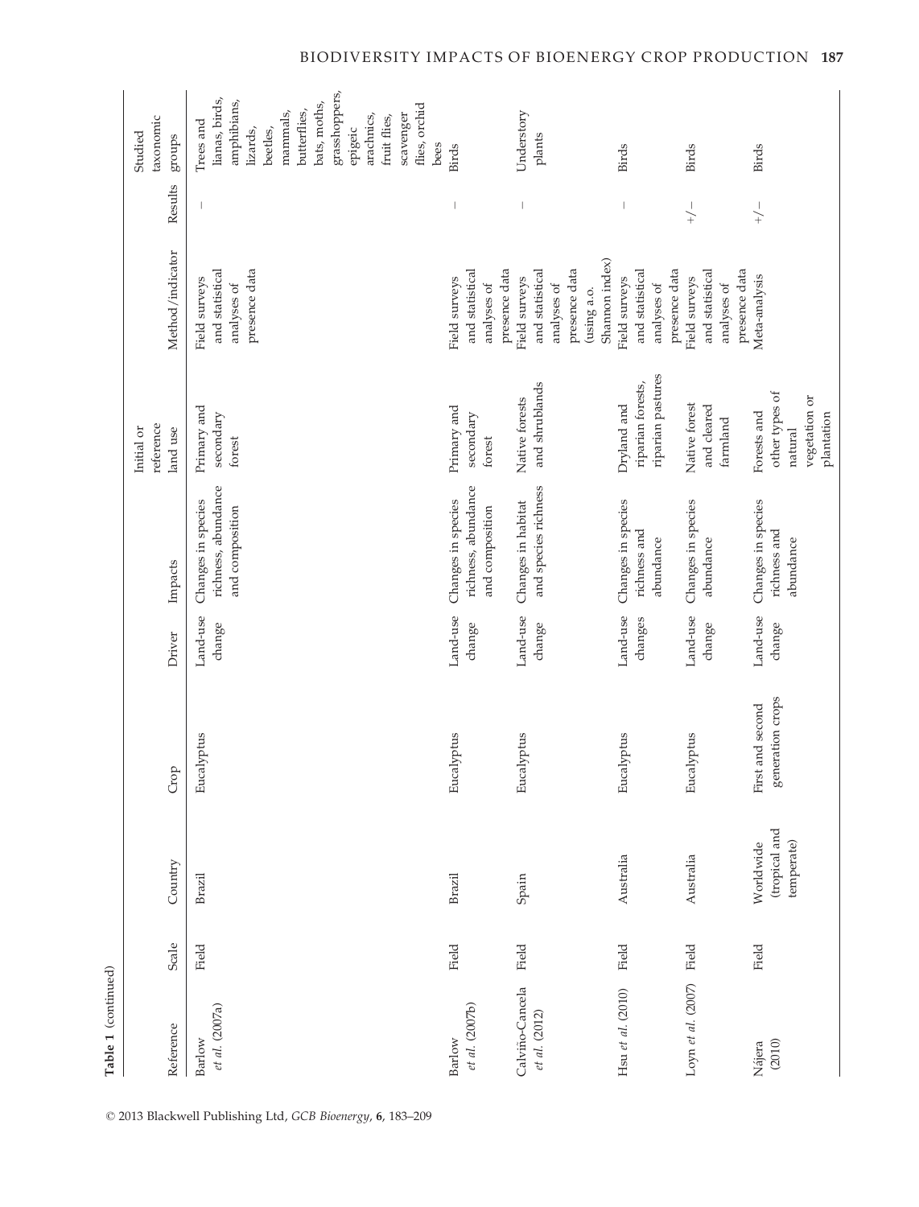**Table 1** (continued)

| Reference | Scale | Country | Crop | Driver | Impacts | Initial or reference land use | Method/indicator | Results | Studied taxonomic groups |
|---|---|---|---|---|---|---|---|---|---|
| Barlow *et al.* (2007a) | Field | Brazil | Eucalyptus | Land-use change | Changes in species richness, abundance and composition | Primary and secondary forest | Field surveys and statistical analyses of presence data | − | Trees and lianas, birds, amphibians, lizards, beetles, mammals, butterflies, bats, moths, grasshoppers, epigeic arachnics, fruit flies, scavenger flies, orchid bees |
| Barlow *et al.* (2007b) | Field | Brazil | Eucalyptus | Land-use change | Changes in species richness, abundance and composition | Primary and secondary forest | Field surveys and statistical analyses of presence data | − | Birds |
| Calviño-Cancela *et al.* (2012) | Field | Spain | Eucalyptus | Land-use change | Changes in habitat and species richness | Native forests and shrublands | Field surveys and statistical analyses of presence data (using a.o. Shannon index) | − | Understory plants |
| Hsu *et al.* (2010) | Field | Australia | Eucalyptus | Land-use changes | Changes in species richness and abundance | Dryland and riparian forests, riparian pastures | Field surveys and statistical analyses of presence data | − | Birds |
| Loyn *et al.* (2007) | Field | Australia | Eucalyptus | Land-use change | Changes in species abundance | Native forest and cleared farmland | Field surveys and statistical analyses of presence data | +/− | Birds |
| Nájera (2010) | Field | Worldwide (tropical and temperate) | First and second generation crops | Land-use change | Changes in species richness and abundance | Forests and other types of natural vegetation or plantation | Meta-analysis | +/− | Birds |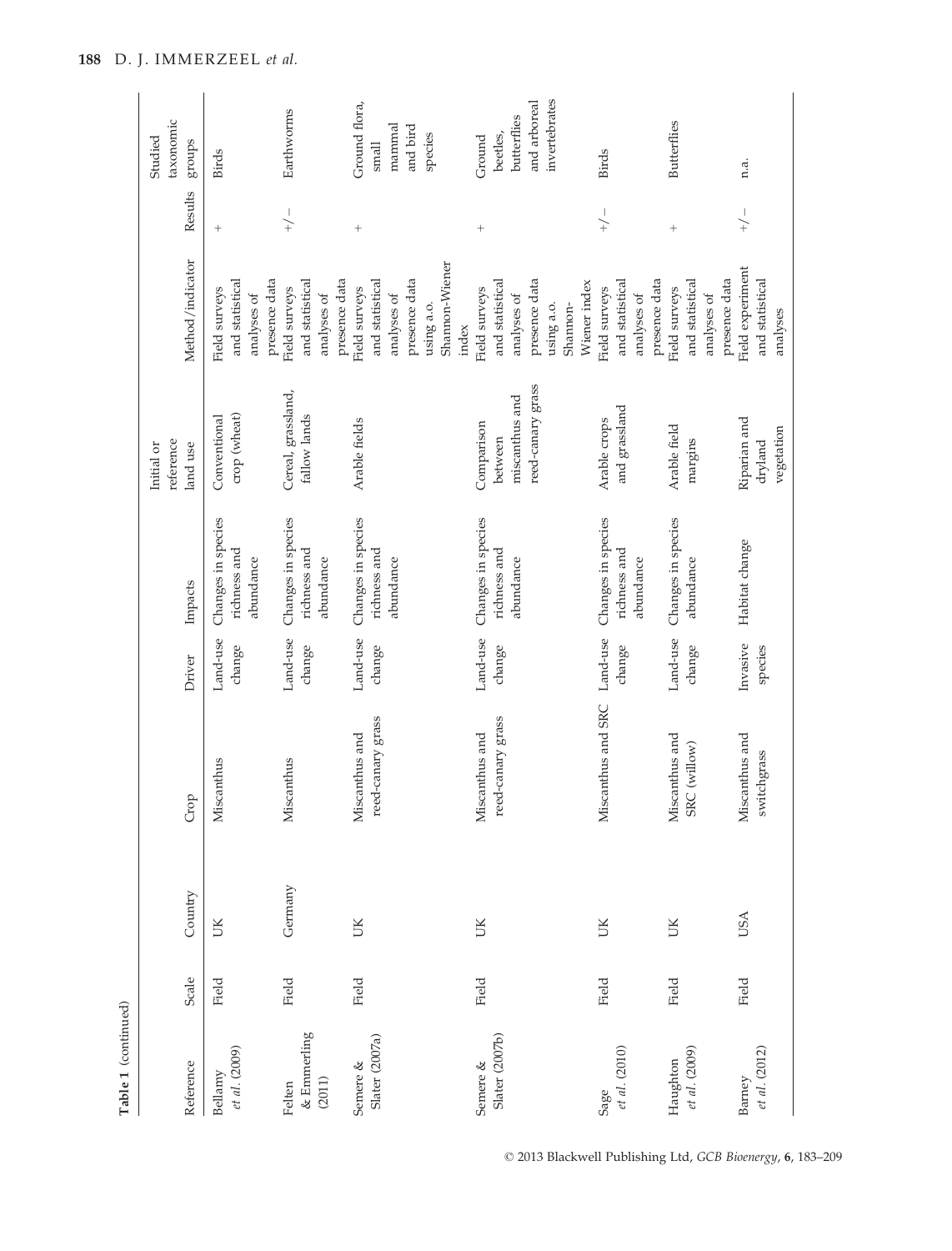**Table 1** (continued)

| Reference | Scale | Country | Crop | Driver | Impacts | Initial or reference land use | Method/indicator | Results | Studied taxonomic groups |
|---|---|---|---|---|---|---|---|---|---|
| Bellamy *et al*. (2009) | Field | UK | Miscanthus | Land-use change | Changes in species richness and abundance | Conventional crop (wheat) | Field surveys and statistical analyses of presence data | + | Birds |
| Felten & Emmerling (2011) | Field | Germany | Miscanthus | Land-use change | Changes in species richness and abundance | Cereal, grassland, fallow lands | Field surveys and statistical analyses of presence data | +/− | Earthworms |
| Semere & Slater (2007a) | Field | UK | Miscanthus and reed-canary grass | Land-use change | Changes in species richness and abundance | Arable fields | Field surveys and statistical analyses of presence data using a.o. Shannon-Wiener index | + | Ground flora, small mammal and bird species |
| Semere & Slater (2007b) | Field | UK | Miscanthus and reed-canary grass | Land-use change | Changes in species richness and abundance | Comparison between miscanthus and reed-canary grass | Field surveys and statistical analyses of presence data using a.o. Shannon-Wiener index | + | Ground beetles, butterflies and arboreal invertebrates |
| Sage *et al*. (2010) | Field | UK | Miscanthus and SRC | Land-use change | Changes in species richness and abundance | Arable crops and grassland | Field surveys and statistical analyses of presence data | +/− | Birds |
| Haughton *et al*. (2009) | Field | UK | Miscanthus and SRC (willow) | Land-use change | Changes in species abundance | Arable field margins | Field surveys and statistical analyses of presence data | + | Butterflies |
| Barney *et al*. (2012) | Field | USA | Miscanthus and switchgrass | Invasive species | Habitat change | Riparian and dryland vegetation | Field experiment and statistical analyses | +/− | n.a. |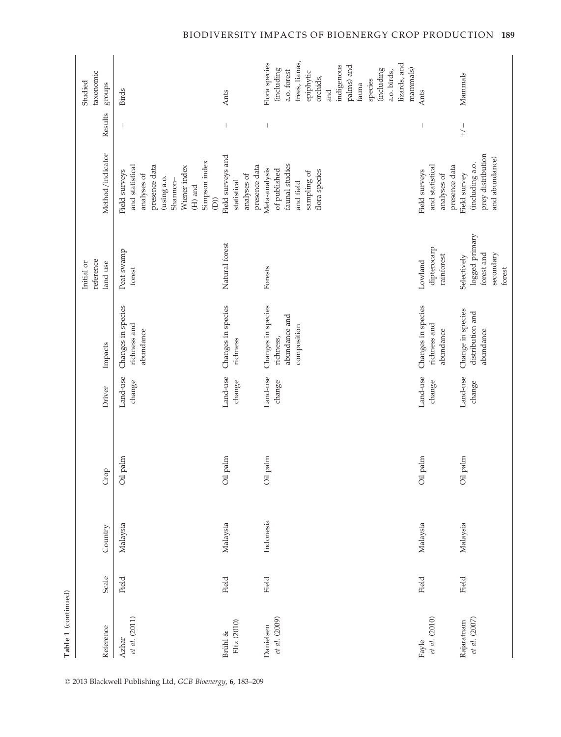**Table 1** (continued)

| Reference | Scale | Country | Crop | Driver | Impacts | Initial or reference land use | Method/indicator | Results | Studied taxonomic groups |
|---|---|---|---|---|---|---|---|---|---|
| Azhar *et al*. (2011) | Field | Malaysia | Oil palm | Land-use change | Changes in species richness and abundance | Peat swamp forest | Field surveys and statistical analyses of presence data (using a.o. Shannon–Wiener index (H) and Simpson index (D)) | – | Birds |
| Brühl & Eltz (2010) | Field | Malaysia | Oil palm | Land-use change | Changes in species richness | Natural forest | Field surveys and statistical analyses of presence data | – | Ants |
| Danielsen *et al*. (2009) | Field | Indonesia | Oil palm | Land-use change | Changes in species richness, abundance and composition | Forests | Meta-analysis of published faunal studies and field sampling of flora species | – | Flora species (including a.o. forest trees, lianas, epiphytic orchids, and indigenous palms) and fauna species (including a.o. birds, lizards, and mammals) |
| Fayle *et al*. (2010) | Field | Malaysia | Oil palm | Land-use change | Changes in species richness and abundance | Lowland dipterocarp rainforest | Field surveys and statistical analyses of presence data | – | Ants |
| Rajaratnam *et al*. (2007) | Field | Malaysia | Oil palm | Land-use change | Change in species distribution and abundance | Selectively logged primary forest and secondary forest | Field survey (including a.o. prey distribution and abundance) | +/– | Mammals |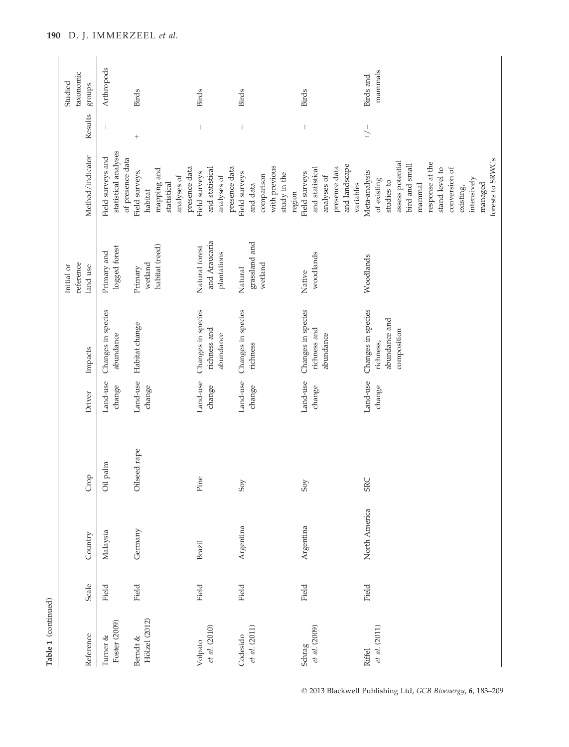**Table 1** (continued)

| Reference | Scale | Country | Crop | Driver | Impacts | Initial or reference land use | Method/indicator | Results | Studied taxonomic groups |
|---|---|---|---|---|---|---|---|---|---|
| Turner & Foster (2009) | Field | Malaysia | Oil palm | Land-use change | Changes in species abundance | Primary and logged forest | Field surveys and statistical analyses of presence data | – | Arthropods |
| Berndt & Hölzel (2012) | Field | Germany | Oilseed rape | Land-use change | Habitat change | Primary wetland habitat (reed) | Field surveys, habitat mapping and statistical analyses of presence data | + | Birds |
| Volpato *et al.* (2010) | Field | Brazil | Pine | Land-use change | Changes in species richness and abundance | Natural forest and Araucaria plantations | Field surveys and statistical analyses of presence data | – | Birds |
| Codesido *et al.* (2011) | Field | Argentina | Soy | Land-use change | Changes in species richness | Natural grassland and wetland | Field surveys and data comparison with previous study in the region | – | Birds |
| Schrag *et al.* (2009) | Field | Argentina | Soy | Land-use change | Changes in species richness and abundance | Native woodlands | Field surveys and statistical analyses of presence data and landscape variables | – | Birds |
| Riffel *et al.* (2011) | Field | North America | SRC | Land-use change | Changes in species richness, abundance and composition | Woodlands | Meta-analysis of existing studies to assess potential bird and small mammal response at the stand level to conversion of existing, intensively managed forests to SRWCs | +/– | Birds and mammals |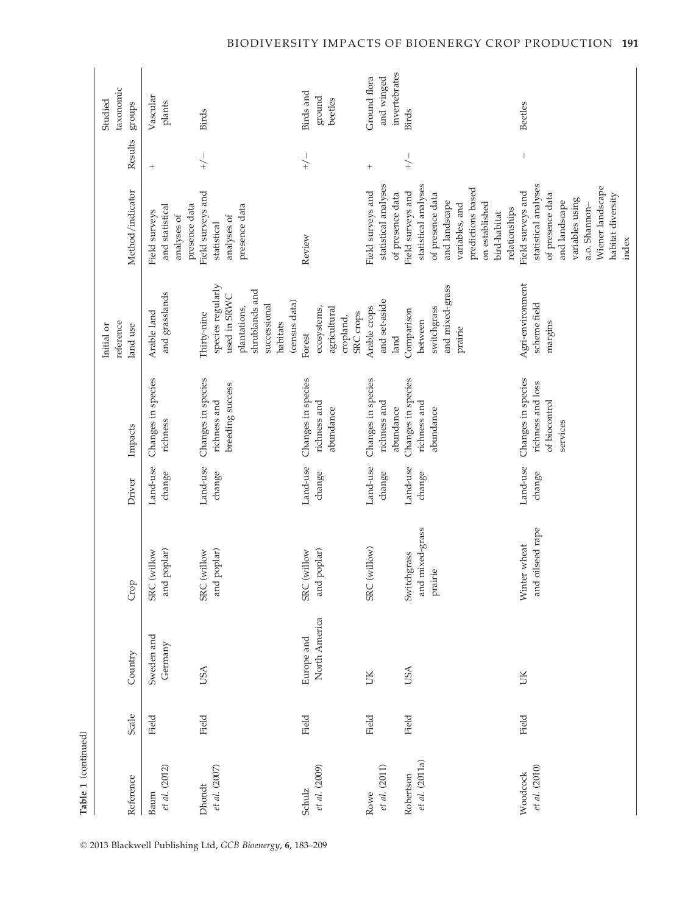**Table 1** (continued)

| Reference | Scale | Country | Crop | Driver | Impacts | Initial or reference land use | Method/indicator | Results | Studied taxonomic groups |
|---|---|---|---|---|---|---|---|---|---|
| Baum *et al.* (2012) | Field | Sweden and Germany | SRC (willow and poplar) | Land-use change | Changes in species richness | Arable land and grasslands | Field surveys and statistical analyses of presence data | + | Vascular plants |
| Dhondt *et al.* (2007) | Field | USA | SRC (willow and poplar) | Land-use change | Changes in species richness and breeding success | Thirty-nine species regularly used in SRWC plantations, shrublands and successional habitats (census data) | Field surveys and statistical analyses of presence data | +/− | Birds |
| Schulz *et al.* (2009) | Field | Europe and North America | SRC (willow and poplar) | Land-use change | Changes in species richness and abundance | Forest ecosystems, agricultural cropland, SRC crops | Review | +/− | Birds and ground beetles |
| Rowe *et al.* (2011) | Field | UK | SRC (willow) | Land-use change | Changes in species richness and abundance | Arable crops and set-aside land | Field surveys and statistical analyses of presence data | + | Ground flora and winged invertebrates |
| Robertson *et al.* (2011a) | Field | USA | Switchgrass and mixed-grass prairie | Land-use change | Changes in species richness and abundance | Comparison between switchgrass and mixed-grass prairie | Field surveys and statistical analyses of presence data and landscape variables, and predictions based on established bird-habitat relationships | +/− | Birds |
| Woodcock *et al.* (2010) | Field | UK | Winter wheat and oilseed rape | Land-use change | Changes in species richness and loss of biocontrol services | Agri-environment scheme field margins | Field surveys and statistical analyses of presence data and landscape variables using a.o. Shannon–Wiener landscape habitat diversity index | − | Beetles |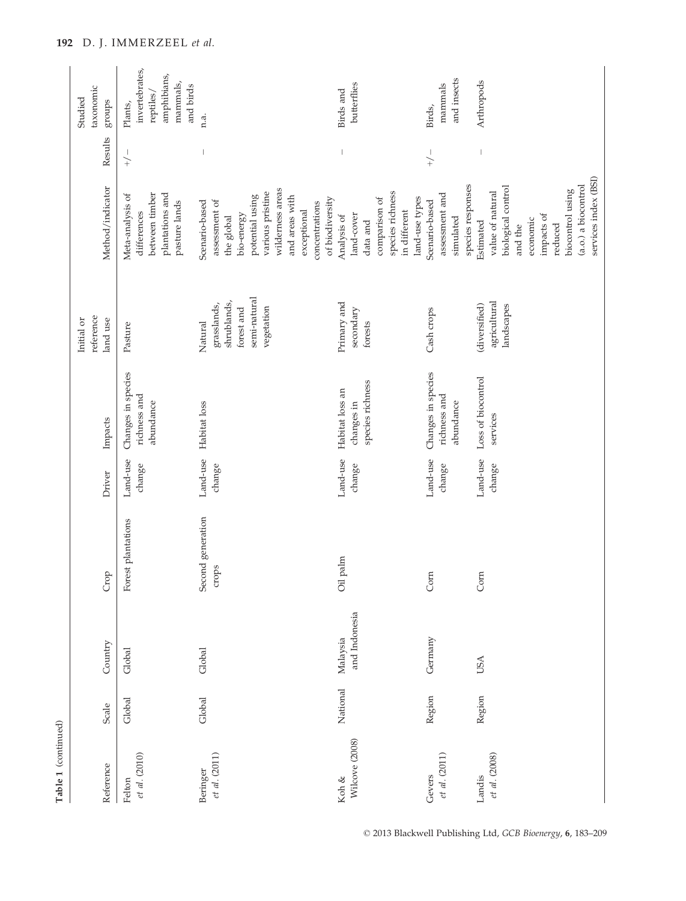**Table 1** (continued)

| Reference | Scale | Country | Crop | Driver | Impacts | Initial or reference land use | Method/indicator | Results | Studied taxonomic groups |
|---|---|---|---|---|---|---|---|---|---|
| Felton *et al*. (2010) | Global | Global | Forest plantations | Land-use change | Changes in species richness and abundance | Pasture | Meta-analysis of differences between timber plantations and pasture lands | +/− | Plants, invertebrates, reptiles/amphibians, mammals, and birds |
| Beringer *et al*. (2011) | Global | Global | Second generation crops | Land-use change | Habitat loss | Natural grasslands, shrublands, forest and semi-natural vegetation | Scenario-based assessment of the global bio-energy potential using various pristine wilderness areas and areas with exceptional concentrations of biodiversity | − | n.a. |
| Koh & Wilcove (2008) | National | Malaysia and Indonesia | Oil palm | Land-use change | Habitat loss an changes in species richness | Primary and secondary forests | Analysis of land-cover data and comparison of species richness in different land-use types | − | Birds and butterflies |
| Gevers *et al*. (2011) | Region | Germany | Corn | Land-use change | Changes in species richness and abundance | Cash crops | Scenario-based assessment and simulated species responses | +/− | Birds, mammals and insects |
| Landis *et al*. (2008) | Region | USA | Corn | Land-use change | Loss of biocontrol services | (diversified) agricultural landscapes | Estimated value of natural biological control and the economic impacts of reduced biocontrol using (a.o.) a biocontrol services index (BSI) | − | Arthropods |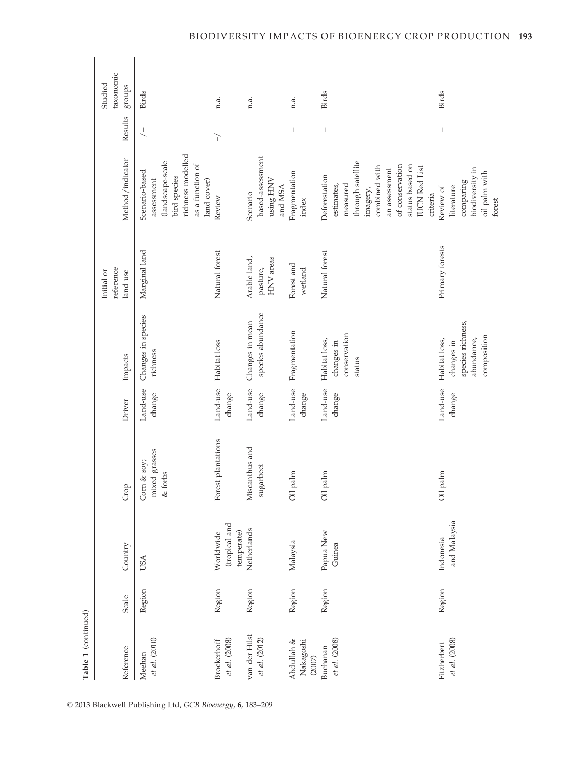**Table 1** (continued)

| Reference | Scale | Country | Crop | Driver | Impacts | Initial or reference land use | Method/indicator | Results | Studied taxonomic groups |
|---|---|---|---|---|---|---|---|---|---|
| Meehan *et al.* (2010) | Region | USA | Corn & soy; mixed grasses & forbs | Land-use change | Changes in species richness | Marginal land | Scenario-based assessment (landscape-scale bird species richness modelled as a function of land cover) | +/− | Birds |
| Brockerhoff *et al.* (2008) | Region | Worldwide (tropical and temperate) | Forest plantations | Land-use change | Habitat loss | Natural forest | Review | +/− | n.a. |
| van der Hilst *et al.* (2012) | Region | Netherlands | Miscanthus and sugarbeet | Land-use change | Changes in mean species abundance | Arable land, pasture, HNV areas | Scenario based-assessment using HNV and MSA | − | n.a. |
| Abdullah & Nakagoshi (2007) | Region | Malaysia | Oil palm | Land-use change | Fragmentation | Forest and wetland | Fragmentation index | − | n.a. |
| Buchanan *et al.* (2008) | Region | Papua New Guinea | Oil palm | Land-use change | Habitat loss, changes in conservation status | Natural forest | Deforestation estimates, measured through satellite imagery, combined with an assessment of conservation status based on IUCN Red List criteria | − | Birds |
| Fitzherbert *et al.* (2008) | Region | Indonesia and Malaysia | Oil palm | Land-use change | Habitat loss, changes in species richness, abundance, composition | Primary forests | Review of literature comparing biodiversity in oil palm with forest | − | Birds |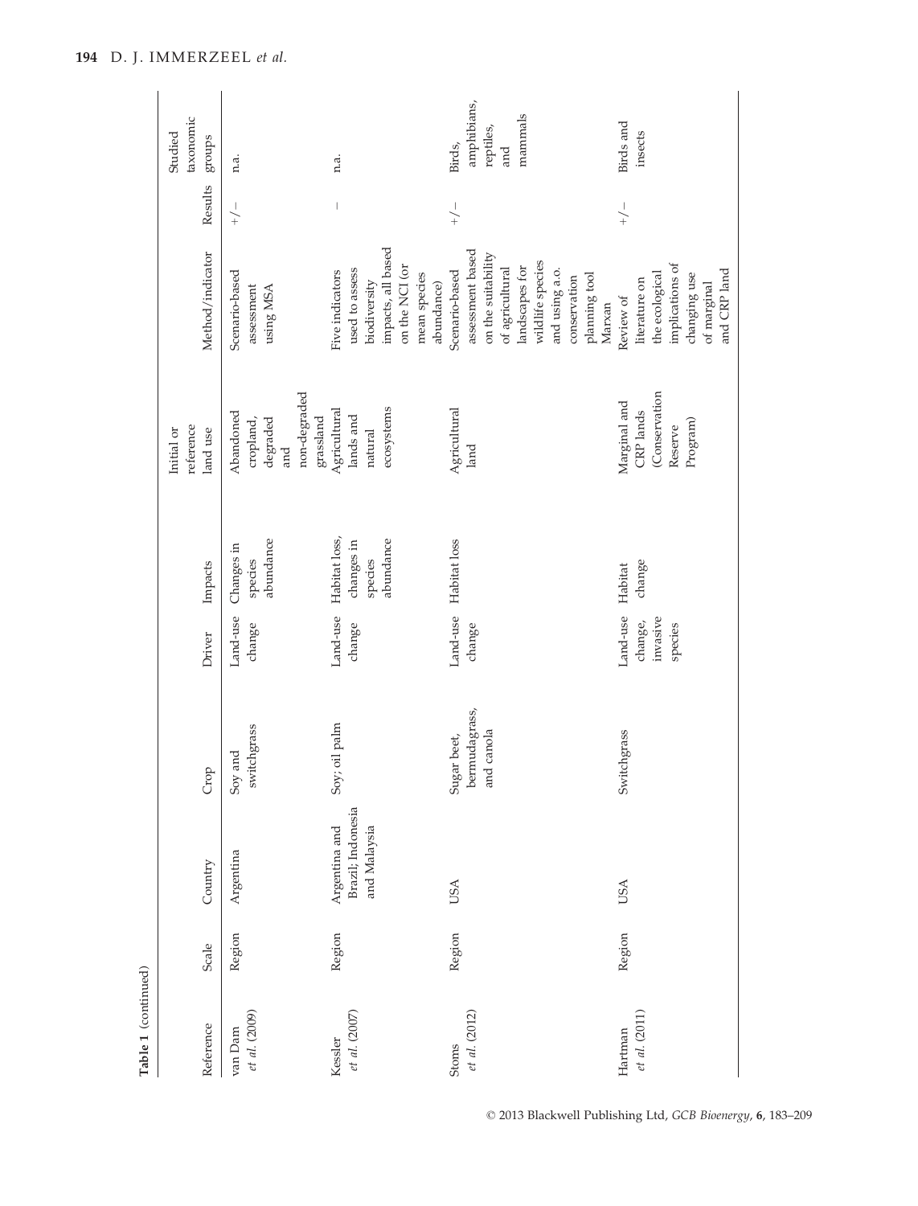**Table 1** (continued)

| Reference | Scale | Country | Crop | Driver | Impacts | Initial or reference land use | Method/indicator | Results | Studied taxonomic groups |
|---|---|---|---|---|---|---|---|---|---|
| van Dam *et al.* (2009) | Region | Argentina | Soy and switchgrass | Land-use change | Changes in species abundance | Abandoned cropland, degraded and non-degraded grassland | Scenario-based assessment using MSA | +/− | n.a. |
| Kessler *et al.* (2007) | Region | Argentina and Brazil; Indonesia and Malaysia | Soy; oil palm | Land-use change | Habitat loss, changes in species abundance | Agricultural lands and natural ecosystems | Five indicators used to assess biodiversity impacts, all based on the NCI (or mean species abundance) | − | n.a. |
| Stoms *et al.* (2012) | Region | USA | Sugar beet, bermudagrass, and canola | Land-use change | Habitat loss | Agricultural land | Scenario-based assessment based on the suitability of agricultural landscapes for wildlife species and using a.o. conservation planning tool Marxan | +/− | Birds, amphibians, reptiles, and mammals |
| Hartman *et al.* (2011) | Region | USA | Switchgrass | Land-use change, invasive species | Habitat change | Marginal and CRP lands (Conservation Reserve Program) | Review of literature on the ecological implications of changing use of marginal and CRP land | +/− | Birds and insects |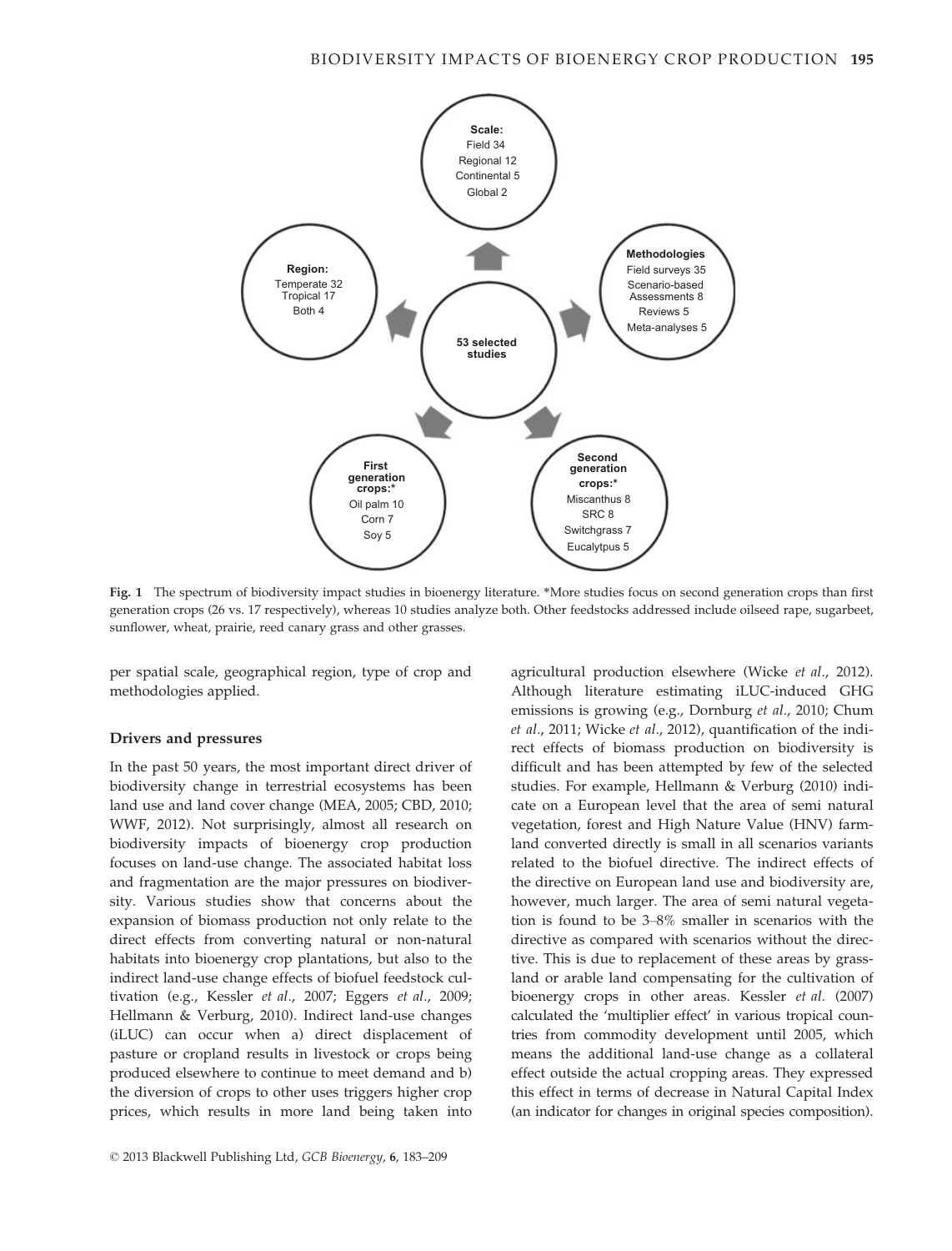Scale:
Field 34
Regional 12
Continental 5
Global 2

Methodologies
Field surveys 35
Scenario-based Assessments 8
Reviews 5
Meta-analyses 5

Region:
Temperate 32
Tropical 17
Both 4

53 selected studies

First generation crops:*
Oil palm 10
Corn 7
Soy 5

Second generation crops:*
Miscanthus 8
SRC 8
Switchgrass 7
Eucalyptus 5

**Fig. 1** The spectrum of biodiversity impact studies in bioenergy literature. *More studies focus on second generation crops than first generation crops (26 vs. 17 respectively), whereas 10 studies analyze both. Other feedstocks addressed include oilseed rape, sugarbeet, sunflower, wheat, prairie, reed canary grass and other grasses.

per spatial scale, geographical region, type of crop and methodologies applied.

### Drivers and pressures

In the past 50 years, the most important direct driver of biodiversity change in terrestrial ecosystems has been land use and land cover change (MEA, 2005; CBD, 2010; WWF, 2012). Not surprisingly, almost all research on biodiversity impacts of bioenergy crop production focuses on land-use change. The associated habitat loss and fragmentation are the major pressures on biodiversity. Various studies show that concerns about the expansion of biomass production not only relate to the direct effects from converting natural or non-natural habitats into bioenergy crop plantations, but also to the indirect land-use change effects of biofuel feedstock cultivation (e.g., Kessler *et al*., 2007; Eggers *et al*., 2009; Hellmann & Verburg, 2010). Indirect land-use changes (iLUC) can occur when a) direct displacement of pasture or cropland results in livestock or crops being produced elsewhere to continue to meet demand and b) the diversion of crops to other uses triggers higher crop prices, which results in more land being taken into agricultural production elsewhere (Wicke *et al*., 2012). Although literature estimating iLUC-induced GHG emissions is growing (e.g., Dornburg *et al*., 2010; Chum *et al*., 2011; Wicke *et al*., 2012), quantification of the indirect effects of biomass production on biodiversity is difficult and has been attempted by few of the selected studies. For example, Hellmann & Verburg (2010) indicate on a European level that the area of semi natural vegetation, forest and High Nature Value (HNV) farmland converted directly is small in all scenarios variants related to the biofuel directive. The indirect effects of the directive on European land use and biodiversity are, however, much larger. The area of semi natural vegetation is found to be 3–8% smaller in scenarios with the directive as compared with scenarios without the directive. This is due to replacement of these areas by grassland or arable land compensating for the cultivation of bioenergy crops in other areas. Kessler *et al*. (2007) calculated the 'multiplier effect' in various tropical countries from commodity development until 2005, which means the additional land-use change as a collateral effect outside the actual cropping areas. They expressed this effect in terms of decrease in Natural Capital Index (an indicator for changes in original species composition).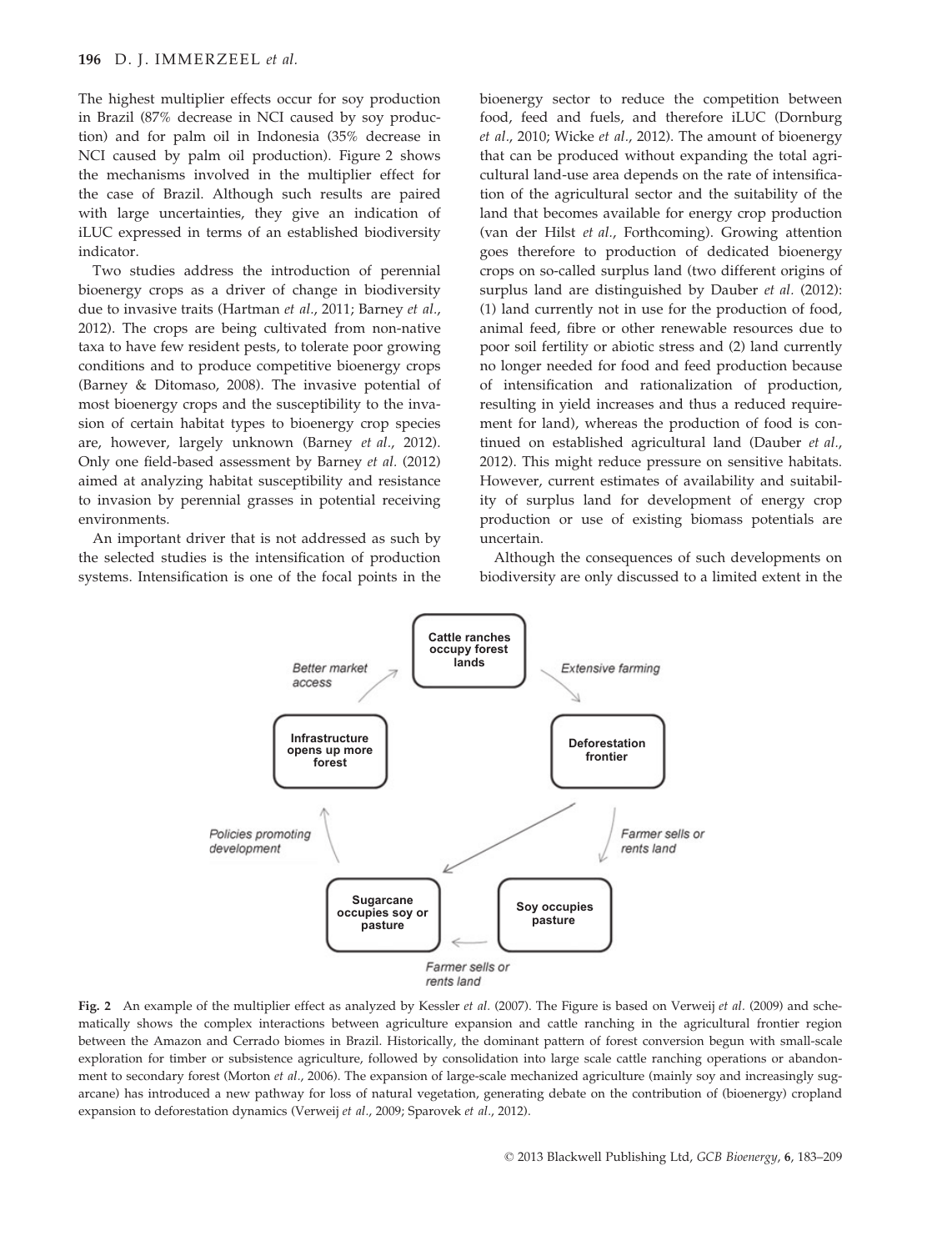The highest multiplier effects occur for soy production in Brazil (87% decrease in NCI caused by soy production) and for palm oil in Indonesia (35% decrease in NCI caused by palm oil production). Figure 2 shows the mechanisms involved in the multiplier effect for the case of Brazil. Although such results are paired with large uncertainties, they give an indication of iLUC expressed in terms of an established biodiversity indicator.

Two studies address the introduction of perennial bioenergy crops as a driver of change in biodiversity due to invasive traits (Hartman *et al.*, 2011; Barney *et al.*, 2012). The crops are being cultivated from non-native taxa to have few resident pests, to tolerate poor growing conditions and to produce competitive bioenergy crops (Barney & Ditomaso, 2008). The invasive potential of most bioenergy crops and the susceptibility to the invasion of certain habitat types to bioenergy crop species are, however, largely unknown (Barney *et al.*, 2012). Only one field-based assessment by Barney *et al.* (2012) aimed at analyzing habitat susceptibility and resistance to invasion by perennial grasses in potential receiving environments.

An important driver that is not addressed as such by the selected studies is the intensification of production systems. Intensification is one of the focal points in the bioenergy sector to reduce the competition between food, feed and fuels, and therefore iLUC (Dornburg *et al.*, 2010; Wicke *et al.*, 2012). The amount of bioenergy that can be produced without expanding the total agricultural land-use area depends on the rate of intensification of the agricultural sector and the suitability of the land that becomes available for energy crop production (van der Hilst *et al.*, Forthcoming). Growing attention goes therefore to production of dedicated bioenergy crops on so-called surplus land (two different origins of surplus land are distinguished by Dauber *et al.* (2012): (1) land currently not in use for the production of food, animal feed, fibre or other renewable resources due to poor soil fertility or abiotic stress and (2) land currently no longer needed for food and feed production because of intensification and rationalization of production, resulting in yield increases and thus a reduced requirement for land), whereas the production of food is continued on established agricultural land (Dauber *et al.*, 2012). This might reduce pressure on sensitive habitats. However, current estimates of availability and suitability of surplus land for development of energy crop production or use of existing biomass potentials are uncertain.

Although the consequences of such developments on biodiversity are only discussed to a limited extent in the

**Fig. 2** An example of the multiplier effect as analyzed by Kessler *et al.* (2007). The Figure is based on Verweij *et al.* (2009) and schematically shows the complex interactions between agriculture expansion and cattle ranching in the agricultural frontier region between the Amazon and Cerrado biomes in Brazil. Historically, the dominant pattern of forest conversion begun with small-scale exploration for timber or subsistence agriculture, followed by consolidation into large scale cattle ranching operations or abandonment to secondary forest (Morton *et al.*, 2006). The expansion of large-scale mechanized agriculture (mainly soy and increasingly sugarcane) has introduced a new pathway for loss of natural vegetation, generating debate on the contribution of (bioenergy) cropland expansion to deforestation dynamics (Verweij *et al.*, 2009; Sparovek *et al.*, 2012).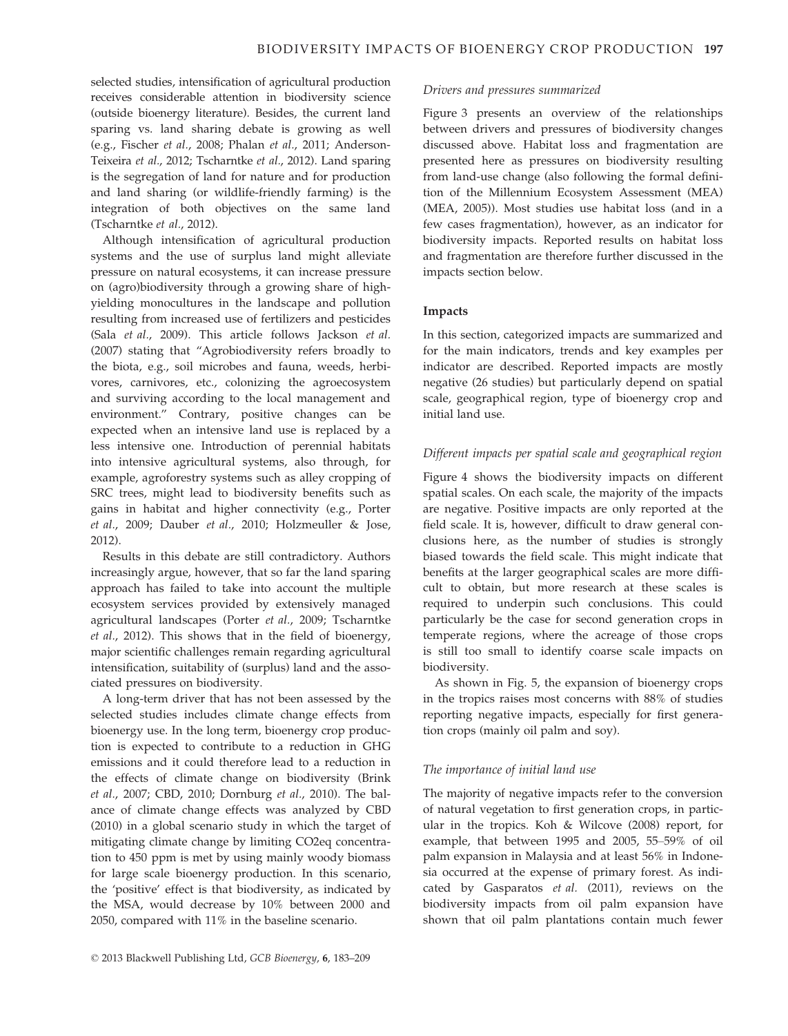selected studies, intensification of agricultural production receives considerable attention in biodiversity science (outside bioenergy literature). Besides, the current land sparing vs. land sharing debate is growing as well (e.g., Fischer *et al*., 2008; Phalan *et al*., 2011; Anderson-Teixeira *et al*., 2012; Tscharntke *et al*., 2012). Land sparing is the segregation of land for nature and for production and land sharing (or wildlife-friendly farming) is the integration of both objectives on the same land (Tscharntke *et al*., 2012).

Although intensification of agricultural production systems and the use of surplus land might alleviate pressure on natural ecosystems, it can increase pressure on (agro)biodiversity through a growing share of high-yielding monocultures in the landscape and pollution resulting from increased use of fertilizers and pesticides (Sala *et al*., 2009). This article follows Jackson *et al*. (2007) stating that "Agrobiodiversity refers broadly to the biota, e.g., soil microbes and fauna, weeds, herbivores, carnivores, etc., colonizing the agroecosystem and surviving according to the local management and environment." Contrary, positive changes can be expected when an intensive land use is replaced by a less intensive one. Introduction of perennial habitats into intensive agricultural systems, also through, for example, agroforestry systems such as alley cropping of SRC trees, might lead to biodiversity benefits such as gains in habitat and higher connectivity (e.g., Porter *et al*., 2009; Dauber *et al*., 2010; Holzmeuller & Jose, 2012).

Results in this debate are still contradictory. Authors increasingly argue, however, that so far the land sparing approach has failed to take into account the multiple ecosystem services provided by extensively managed agricultural landscapes (Porter *et al*., 2009; Tscharntke *et al*., 2012). This shows that in the field of bioenergy, major scientific challenges remain regarding agricultural intensification, suitability of (surplus) land and the associated pressures on biodiversity.

A long-term driver that has not been assessed by the selected studies includes climate change effects from bioenergy use. In the long term, bioenergy crop production is expected to contribute to a reduction in GHG emissions and it could therefore lead to a reduction in the effects of climate change on biodiversity (Brink *et al*., 2007; CBD, 2010; Dornburg *et al*., 2010). The balance of climate change effects was analyzed by CBD (2010) in a global scenario study in which the target of mitigating climate change by limiting CO2eq concentration to 450 ppm is met by using mainly woody biomass for large scale bioenergy production. In this scenario, the 'positive' effect is that biodiversity, as indicated by the MSA, would decrease by 10% between 2000 and 2050, compared with 11% in the baseline scenario.

### *Drivers and pressures summarized*

Figure 3 presents an overview of the relationships between drivers and pressures of biodiversity changes discussed above. Habitat loss and fragmentation are presented here as pressures on biodiversity resulting from land-use change (also following the formal definition of the Millennium Ecosystem Assessment (MEA) (MEA, 2005)). Most studies use habitat loss (and in a few cases fragmentation), however, as an indicator for biodiversity impacts. Reported results on habitat loss and fragmentation are therefore further discussed in the impacts section below.

## Impacts

In this section, categorized impacts are summarized and for the main indicators, trends and key examples per indicator are described. Reported impacts are mostly negative (26 studies) but particularly depend on spatial scale, geographical region, type of bioenergy crop and initial land use.

### *Different impacts per spatial scale and geographical region*

Figure 4 shows the biodiversity impacts on different spatial scales. On each scale, the majority of the impacts are negative. Positive impacts are only reported at the field scale. It is, however, difficult to draw general conclusions here, as the number of studies is strongly biased towards the field scale. This might indicate that benefits at the larger geographical scales are more difficult to obtain, but more research at these scales is required to underpin such conclusions. This could particularly be the case for second generation crops in temperate regions, where the acreage of those crops is still too small to identify coarse scale impacts on biodiversity.

As shown in Fig. 5, the expansion of bioenergy crops in the tropics raises most concerns with 88% of studies reporting negative impacts, especially for first generation crops (mainly oil palm and soy).

### *The importance of initial land use*

The majority of negative impacts refer to the conversion of natural vegetation to first generation crops, in particular in the tropics. Koh & Wilcove (2008) report, for example, that between 1995 and 2005, 55–59% of oil palm expansion in Malaysia and at least 56% in Indonesia occurred at the expense of primary forest. As indicated by Gasparatos *et al*. (2011), reviews on the biodiversity impacts from oil palm expansion have shown that oil palm plantations contain much fewer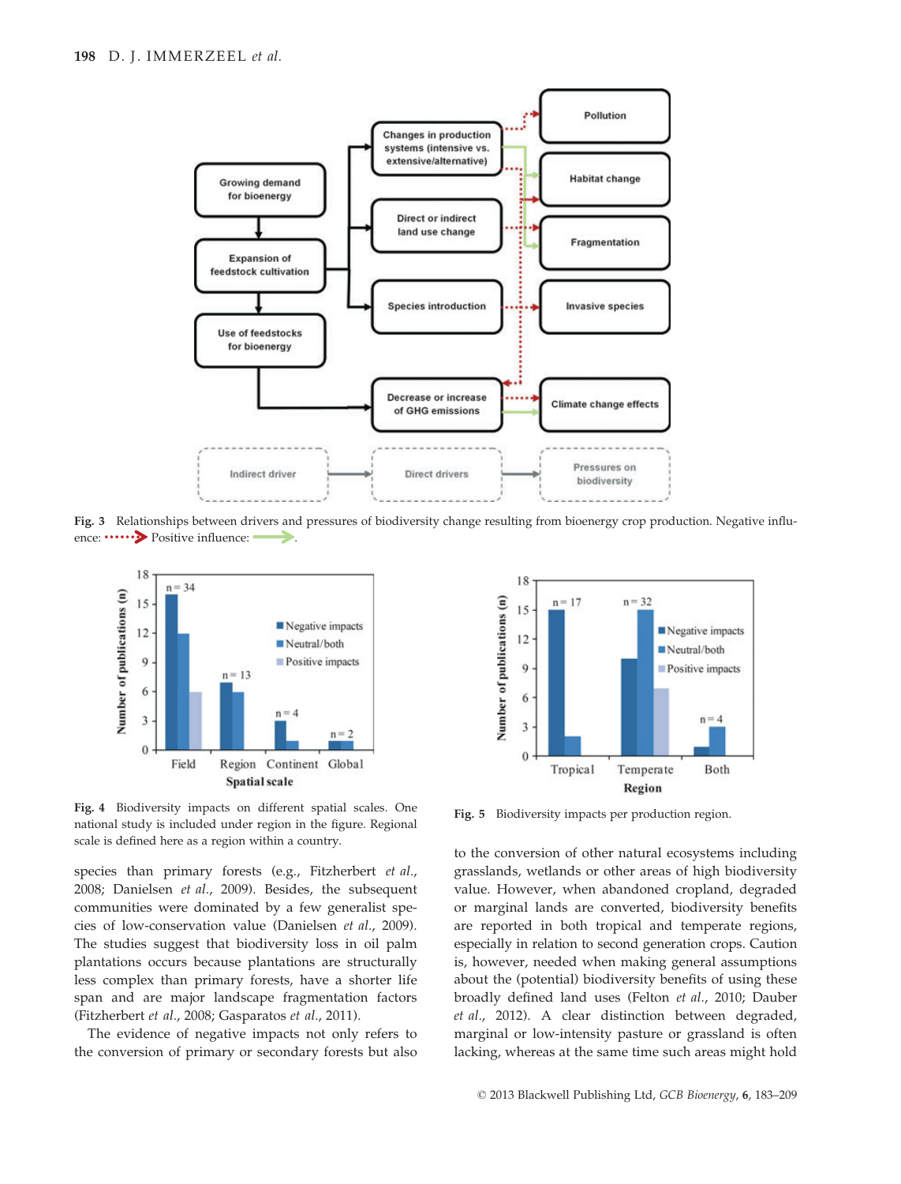Fig. 3 Relationships between drivers and pressures of biodiversity change resulting from bioenergy crop production. Negative influence: ••••••➤ Positive influence: ⟶.

Fig. 4 Biodiversity impacts on different spatial scales. One national study is included under region in the figure. Regional scale is defined here as a region within a country.

Fig. 5 Biodiversity impacts per production region.

species than primary forests (e.g., Fitzherbert *et al.*, 2008; Danielsen *et al.*, 2009). Besides, the subsequent communities were dominated by a few generalist species of low-conservation value (Danielsen *et al.*, 2009). The studies suggest that biodiversity loss in oil palm plantations occurs because plantations are structurally less complex than primary forests, have a shorter life span and are major landscape fragmentation factors (Fitzherbert *et al.*, 2008; Gasparatos *et al.*, 2011).

The evidence of negative impacts not only refers to the conversion of primary or secondary forests but also to the conversion of other natural ecosystems including grasslands, wetlands or other areas of high biodiversity value. However, when abandoned cropland, degraded or marginal lands are converted, biodiversity benefits are reported in both tropical and temperate regions, especially in relation to second generation crops. Caution is, however, needed when making general assumptions about the (potential) biodiversity benefits of using these broadly defined land uses (Felton *et al.*, 2010; Dauber *et al.*, 2012). A clear distinction between degraded, marginal or low-intensity pasture or grassland is often lacking, whereas at the same time such areas might hold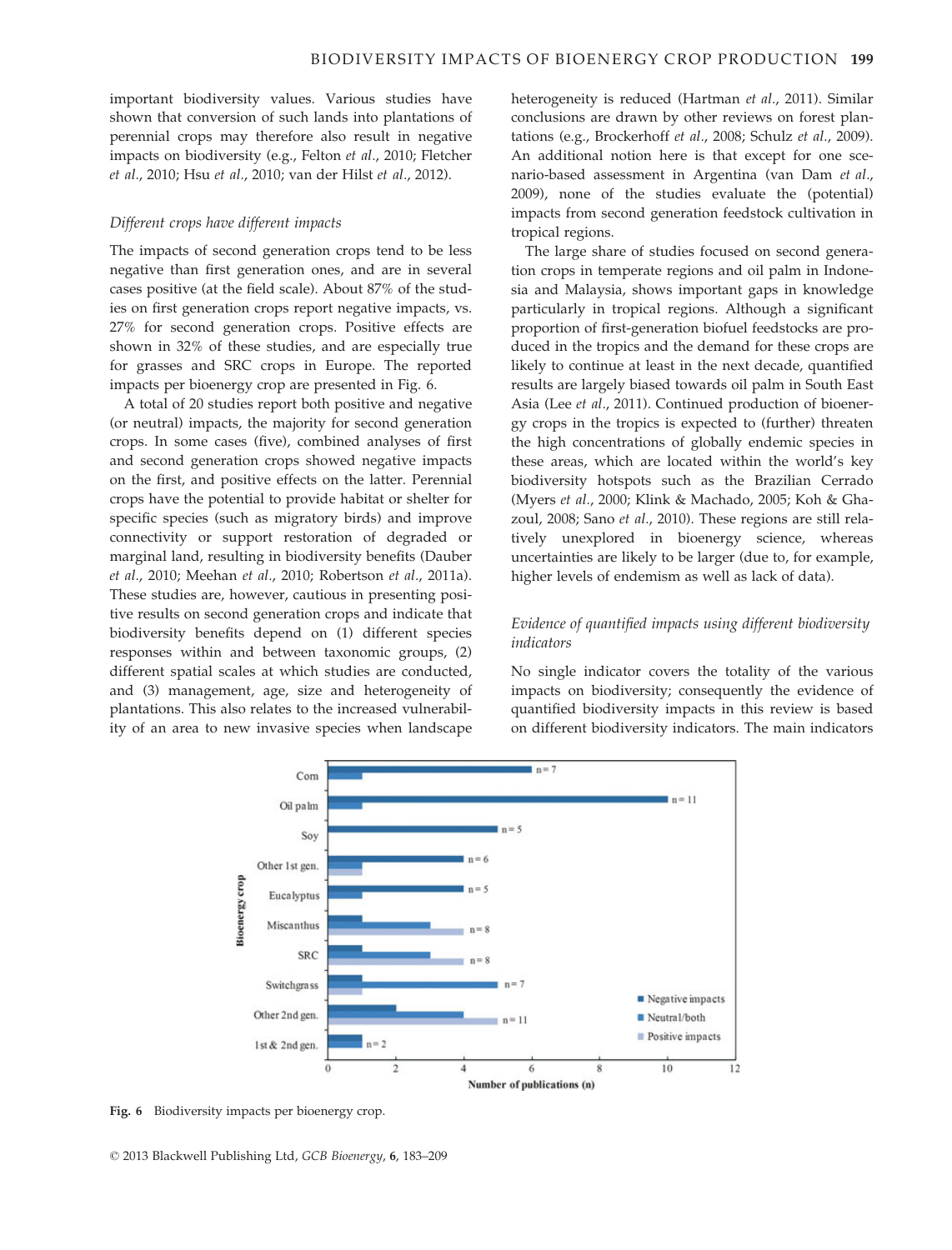important biodiversity values. Various studies have shown that conversion of such lands into plantations of perennial crops may therefore also result in negative impacts on biodiversity (e.g., Felton *et al.*, 2010; Fletcher *et al.*, 2010; Hsu *et al.*, 2010; van der Hilst *et al.*, 2012).

### *Different crops have different impacts*

The impacts of second generation crops tend to be less negative than first generation ones, and are in several cases positive (at the field scale). About 87% of the studies on first generation crops report negative impacts, vs. 27% for second generation crops. Positive effects are shown in 32% of these studies, and are especially true for grasses and SRC crops in Europe. The reported impacts per bioenergy crop are presented in Fig. 6.

A total of 20 studies report both positive and negative (or neutral) impacts, the majority for second generation crops. In some cases (five), combined analyses of first and second generation crops showed negative impacts on the first, and positive effects on the latter. Perennial crops have the potential to provide habitat or shelter for specific species (such as migratory birds) and improve connectivity or support restoration of degraded or marginal land, resulting in biodiversity benefits (Dauber *et al.*, 2010; Meehan *et al.*, 2010; Robertson *et al.*, 2011a). These studies are, however, cautious in presenting positive results on second generation crops and indicate that biodiversity benefits depend on (1) different species responses within and between taxonomic groups, (2) different spatial scales at which studies are conducted, and (3) management, age, size and heterogeneity of plantations. This also relates to the increased vulnerability of an area to new invasive species when landscape heterogeneity is reduced (Hartman *et al.*, 2011). Similar conclusions are drawn by other reviews on forest plantations (e.g., Brockerhoff *et al.*, 2008; Schulz *et al.*, 2009). An additional notion here is that except for one scenario-based assessment in Argentina (van Dam *et al.*, 2009), none of the studies evaluate the (potential) impacts from second generation feedstock cultivation in tropical regions.

The large share of studies focused on second generation crops in temperate regions and oil palm in Indonesia and Malaysia, shows important gaps in knowledge particularly in tropical regions. Although a significant proportion of first-generation biofuel feedstocks are produced in the tropics and the demand for these crops are likely to continue at least in the next decade, quantified results are largely biased towards oil palm in South East Asia (Lee *et al.*, 2011). Continued production of bioenergy crops in the tropics is expected to (further) threaten the high concentrations of globally endemic species in these areas, which are located within the world's key biodiversity hotspots such as the Brazilian Cerrado (Myers *et al.*, 2000; Klink & Machado, 2005; Koh & Ghazoul, 2008; Sano *et al.*, 2010). These regions are still relatively unexplored in bioenergy science, whereas uncertainties are likely to be larger (due to, for example, higher levels of endemism as well as lack of data).

### *Evidence of quantified impacts using different biodiversity indicators*

No single indicator covers the totality of the various impacts on biodiversity; consequently the evidence of quantified biodiversity impacts in this review is based on different biodiversity indicators. The main indicators

**Fig. 6** Biodiversity impacts per bioenergy crop.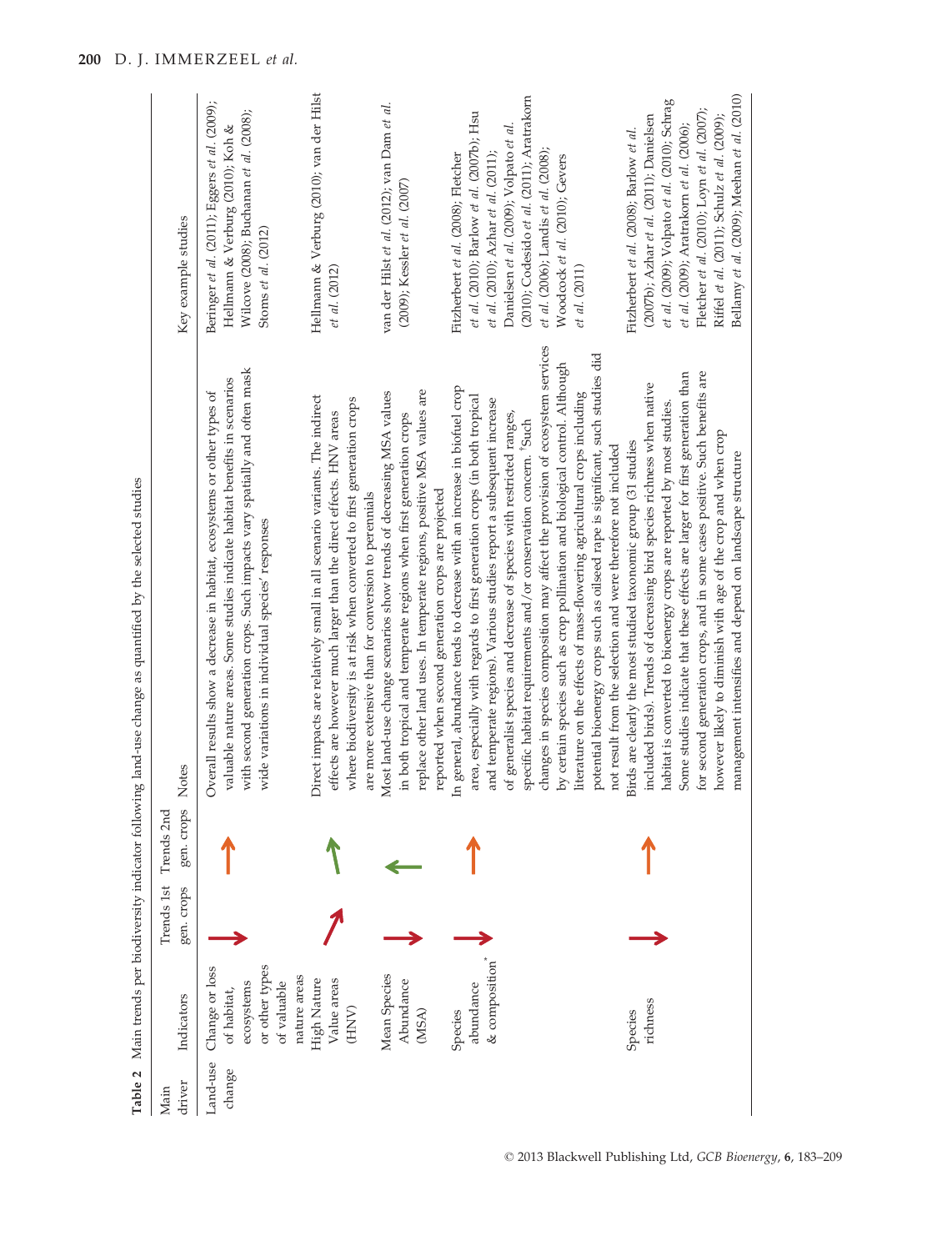**Table 2** Main trends per biodiversity indicator following land-use change as quantified by the selected studies

| Main driver | Indicators | Trends 1st gen. crops | Trends 2nd gen. crops | Notes | Key example studies |
|---|---|---|---|---|---|
| Land-use change | Change or loss of habitat, ecosystems or other types of valuable nature areas | → | ↑ | Overall results show a decrease in habitat, ecosystems or other types of valuable nature areas. Some studies indicate habitat benefits in scenarios with second generation crops. Such impacts vary spatially and often mask wide variations in individual species' responses | Beringer *et al.* (2011); Eggers *et al.* (2009); Hellmann & Verburg (2010); Koh & Wilcove (2008); Buchanan *et al.* (2008); Stoms *et al.* (2012) |
| | High Nature Value areas (HNV) | ↗ | ↖ | Direct impacts are relatively small in all scenario variants. The indirect effects are however much larger than the direct effects. HNV areas where biodiversity is at risk when converted to first generation crops are more extensive than for conversion to perennials | Hellmann & Verburg (2010); van der Hilst *et al.* (2012) |
| | Mean Species Abundance (MSA) | → | ← | Most land-use change scenarios show trends of decreasing MSA values in both tropical and temperate regions when first generation crops replace other land uses. In temperate regions, positive MSA values are reported when second generation crops are projected | van der Hilst *et al.* (2012); van Dam *et al.* (2009); Kessler *et al.* (2007) |
| | Species abundance & composition* | → | ↑ | In general, abundance tends to decrease with an increase in biofuel crop area, especially with regards to first generation crops (in both tropical and temperate regions). Various studies report a subsequent increase of generalist species and decrease of species with restricted ranges, specific habitat requirements and/or conservation concern. *Such changes in species composition may affect the provision of ecosystem services by certain species such as crop pollination and biological control. Although literature on the effects of mass-flowering agricultural crops including potential bioenergy crops such as oilseed rape is significant, such studies did not result from the selection and were therefore not included | Fitzherbert *et al.* (2008); Fletcher *et al.* (2010); Barlow *et al.* (2007b); Hsu *et al.* (2010); Azhar *et al.* (2011); Danielsen *et al.* (2009); Volpato *et al.* (2010); Codesido *et al.* (2011); Aratrakorn *et al.* (2006); Landis *et al.* (2008); Woodcock *et al.* (2010); Gevers *et al.* (2011) |
| | Species richness | → | ↑ | Birds are clearly the most studied taxonomic group (31 studies included birds). Trends of decreasing bird species richness when native habitat is converted to bioenergy crops are reported by most studies. Some studies indicate that these effects are larger for first generation than for second generation crops, and in some cases positive. Such benefits are however likely to diminish with age of the crop and when crop management intensifies and depend on landscape structure | Fitzherbert *et al.* (2008); Barlow *et al.* (2007b); Azhar *et al.* (2011); Danielsen *et al.* (2009); Volpato *et al.* (2010); Schrag *et al.* (2009); Aratrakorn *et al.* (2006); Fletcher *et al.* (2010); Loyn *et al.* (2007); Riffel *et al.* (2011); Schulz *et al.* (2009); Bellamy *et al.* (2009); Meehan *et al.* (2010) |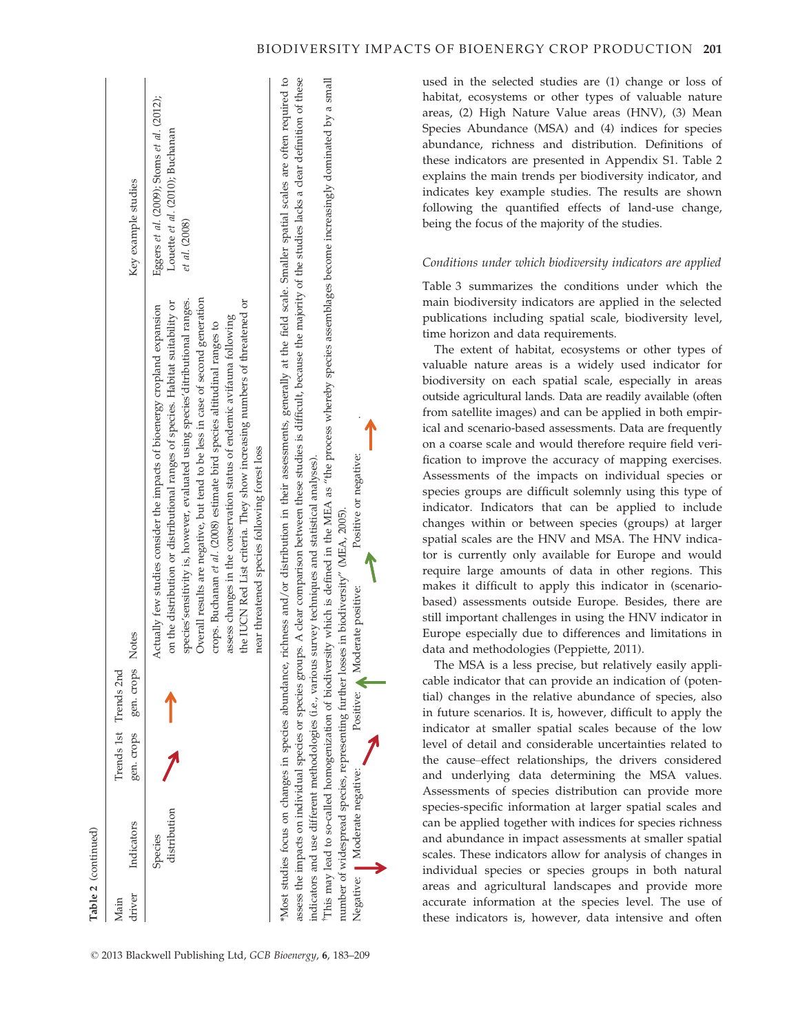**Table 2** (continued)

| Main driver | Indicators | Trends 1st gen. crops | Trends 2nd gen. crops | Notes | Key example studies |
|---|---|---|---|---|---|
| | Species distribution | ↗ (Moderate negative) | ↑ (Positive or negative) | Actually few studies consider the impacts of bioenergy cropland expansion on the distributional ranges of species. Habitat suitability or species'sensitivity is, however, evaluated using species'ditributional ranges. Overall results are negative, but tend to be less in case of second generation crops. Buchanan *et al.* (2008) estimate bird species altitudinal ranges to assess changes in the conservation status of endemic avifauna following the IUCN Red List criteria. They show increasing numbers of threatened or near threatened species following forest loss | Eggers *et al.* (2009); Stoms *et al.* (2012); Louette *et al.* (2010); Buchanan *et al.* (2008) |

*Most studies focus on changes in species abundance, richness and/or distribution in their assessments, generally at the field scale. Smaller spatial scales are often required to assess the impacts on individual species or species groups. A clear comparison between these studies is difficult, because the majority of the studies lacks a clear definition of these indicators and use different methodologies (i.e., various survey techniques and statistical analyses).

†This may lead to so-called homogenization of biodiversity which is defined in the MEA as "the process whereby species assemblages become increasingly dominated by a small number of widespread species, representing further losses in biodiversity" (MEA, 2005).

Negative: → Moderate negative: ↗ Positive: ← Moderate positive: ↖ Positive or negative: ↑

used in the selected studies are (1) change or loss of habitat, ecosystems or other types of valuable nature areas, (2) High Nature Value areas (HNV), (3) Mean Species Abundance (MSA) and (4) indices for species abundance, richness and distribution. Definitions of these indicators are presented in Appendix S1. Table 2 explains the main trends per biodiversity indicator, and indicates key example studies. The results are shown following the quantified effects of land-use change, being the focus of the majority of the studies.

### *Conditions under which biodiversity indicators are applied*

Table 3 summarizes the conditions under which the main biodiversity indicators are applied in the selected publications including spatial scale, biodiversity level, time horizon and data requirements.

The extent of habitat, ecosystems or other types of valuable nature areas is a widely used indicator for biodiversity on each spatial scale, especially in areas outside agricultural lands. Data are readily available (often from satellite images) and can be applied in both empirical and scenario-based assessments. Data are frequently on a coarse scale and would therefore require field verification to improve the accuracy of mapping exercises. Assessments of the impacts on individual species or species groups are difficult solemnly using this type of indicator. Indicators that can be applied to include changes within or between species (groups) at larger spatial scales are the HNV and MSA. The HNV indicator is currently only available for Europe and would require large amounts of data in other regions. This makes it difficult to apply this indicator in (scenario-based) assessments outside Europe. Besides, there are still important challenges in using the HNV indicator in Europe especially due to differences and limitations in data and methodologies (Peppiette, 2011).

The MSA is a less precise, but relatively easily applicable indicator that can provide an indication of (potential) changes in the relative abundance of species, also in future scenarios. It is, however, difficult to apply the indicator at smaller spatial scales because of the low level of detail and considerable uncertainties related to the cause–effect relationships, the drivers considered and underlying data determining the MSA values. Assessments of species distribution can provide more species-specific information at larger spatial scales and can be applied together with indices for species richness and abundance in impact assessments at smaller spatial scales. These indicators allow for analysis of changes in individual species or species groups in both natural areas and agricultural landscapes and provide more accurate information at the species level. The use of these indicators is, however, data intensive and often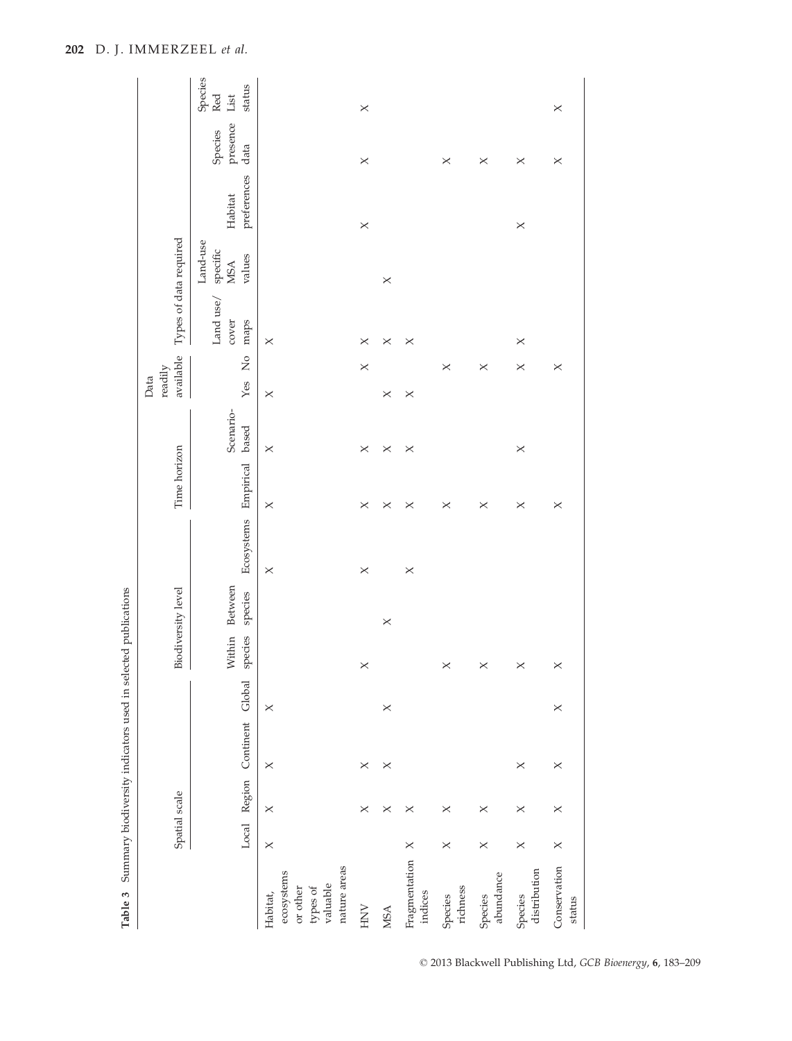**Table 3** Summary biodiversity indicators used in selected publications

| | Spatial scale | | | | Biodiversity level | | | Time horizon | | Data readily available | | Types of data required | | | | |
|---|---|---|---|---|---|---|---|---|---|---|---|---|---|---|---|---|
| | Local | Region | Continent | Global | Within species | Between species | Ecosystems | Empirical | Scenario-based | Yes | No | Land use/cover maps | Land-use specific MSA values | Habitat preferences | Species presence data | Species Red List status |
| Habitat, ecosystems or other types of valuable nature areas | × | × | × | × | | | × | × | × | × | | × | | | | |
| HNV | | × | × | | × | | × | × | × | | × | × | | × | × | × |
| MSA | | × | × | × | | × | | × | × | × | | × | × | | | |
| Fragmentation indices | × | × | | | | | × | × | × | × | | × | | | | |
| Species richness | × | × | | | × | | | × | | | × | | | | × | |
| Species abundance | × | × | | | × | | | × | | | × | | | | × | |
| Species distribution | × | × | × | | × | | | × | × | | × | × | | × | × | |
| Conservation status | × | × | × | × | × | | | × | | | × | | | | × | × |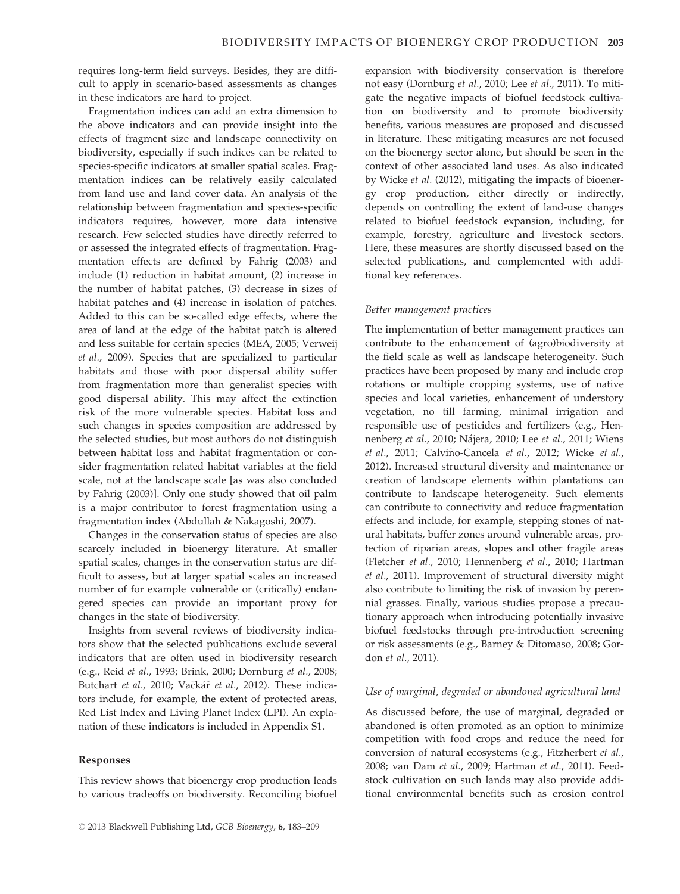requires long-term field surveys. Besides, they are difficult to apply in scenario-based assessments as changes in these indicators are hard to project.

Fragmentation indices can add an extra dimension to the above indicators and can provide insight into the effects of fragment size and landscape connectivity on biodiversity, especially if such indices can be related to species-specific indicators at smaller spatial scales. Fragmentation indices can be relatively easily calculated from land use and land cover data. An analysis of the relationship between fragmentation and species-specific indicators requires, however, more data intensive research. Few selected studies have directly referred to or assessed the integrated effects of fragmentation. Fragmentation effects are defined by Fahrig (2003) and include (1) reduction in habitat amount, (2) increase in the number of habitat patches, (3) decrease in sizes of habitat patches and (4) increase in isolation of patches. Added to this can be so-called edge effects, where the area of land at the edge of the habitat patch is altered and less suitable for certain species (MEA, 2005; Verweij *et al.*, 2009). Species that are specialized to particular habitats and those with poor dispersal ability suffer from fragmentation more than generalist species with good dispersal ability. This may affect the extinction risk of the more vulnerable species. Habitat loss and such changes in species composition are addressed by the selected studies, but most authors do not distinguish between habitat loss and habitat fragmentation or consider fragmentation related habitat variables at the field scale, not at the landscape scale [as was also concluded by Fahrig (2003)]. Only one study showed that oil palm is a major contributor to forest fragmentation using a fragmentation index (Abdullah & Nakagoshi, 2007).

Changes in the conservation status of species are also scarcely included in bioenergy literature. At smaller spatial scales, changes in the conservation status are difficult to assess, but at larger spatial scales an increased number of for example vulnerable or (critically) endangered species can provide an important proxy for changes in the state of biodiversity.

Insights from several reviews of biodiversity indicators show that the selected publications exclude several indicators that are often used in biodiversity research (e.g., Reid *et al.*, 1993; Brink, 2000; Dornburg *et al.*, 2008; Butchart *et al.*, 2010; Vačkář *et al.*, 2012). These indicators include, for example, the extent of protected areas, Red List Index and Living Planet Index (LPI). An explanation of these indicators is included in Appendix S1.

## Responses

This review shows that bioenergy crop production leads to various tradeoffs on biodiversity. Reconciling biofuel expansion with biodiversity conservation is therefore not easy (Dornburg *et al.*, 2010; Lee *et al.*, 2011). To mitigate the negative impacts of biofuel feedstock cultivation on biodiversity and to promote biodiversity benefits, various measures are proposed and discussed in literature. These mitigating measures are not focused on the bioenergy sector alone, but should be seen in the context of other associated land uses. As also indicated by Wicke *et al.* (2012), mitigating the impacts of bioenergy crop production, either directly or indirectly, depends on controlling the extent of land-use changes related to biofuel feedstock expansion, including, for example, forestry, agriculture and livestock sectors. Here, these measures are shortly discussed based on the selected publications, and complemented with additional key references.

### *Better management practices*

The implementation of better management practices can contribute to the enhancement of (agro)biodiversity at the field scale as well as landscape heterogeneity. Such practices have been proposed by many and include crop rotations or multiple cropping systems, use of native species and local varieties, enhancement of understory vegetation, no till farming, minimal irrigation and responsible use of pesticides and fertilizers (e.g., Hennenberg *et al.*, 2010; Nájera, 2010; Lee *et al.*, 2011; Wiens *et al.*, 2011; Calviño-Cancela *et al.*, 2012; Wicke *et al.*, 2012). Increased structural diversity and maintenance or creation of landscape elements within plantations can contribute to landscape heterogeneity. Such elements can contribute to connectivity and reduce fragmentation effects and include, for example, stepping stones of natural habitats, buffer zones around vulnerable areas, protection of riparian areas, slopes and other fragile areas (Fletcher *et al.*, 2010; Hennenberg *et al.*, 2010; Hartman *et al.*, 2011). Improvement of structural diversity might also contribute to limiting the risk of invasion by perennial grasses. Finally, various studies propose a precautionary approach when introducing potentially invasive biofuel feedstocks through pre-introduction screening or risk assessments (e.g., Barney & Ditomaso, 2008; Gordon *et al.*, 2011).

### *Use of marginal, degraded or abandoned agricultural land*

As discussed before, the use of marginal, degraded or abandoned is often promoted as an option to minimize competition with food crops and reduce the need for conversion of natural ecosystems (e.g., Fitzherbert *et al.*, 2008; van Dam *et al.*, 2009; Hartman *et al.*, 2011). Feedstock cultivation on such lands may also provide additional environmental benefits such as erosion control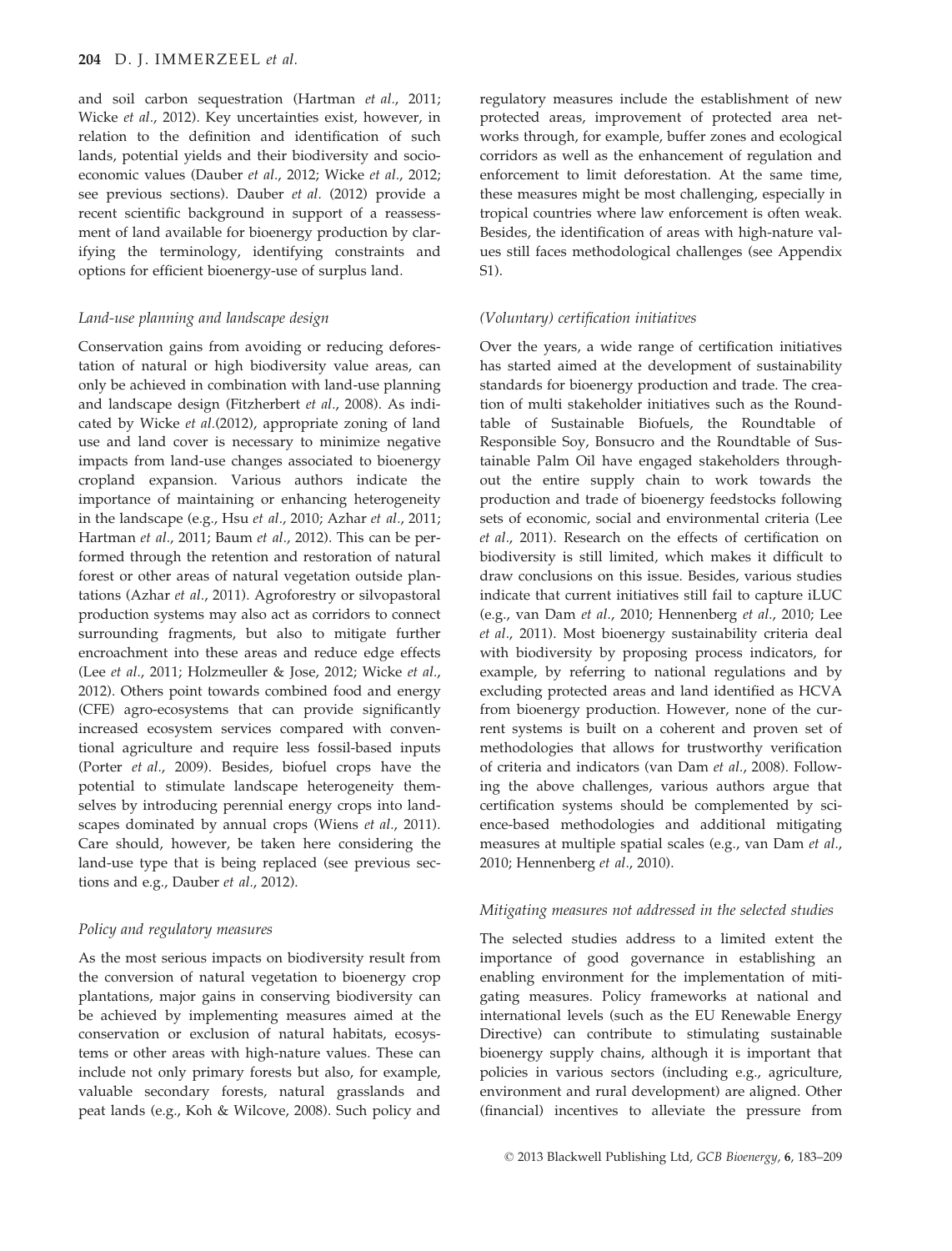and soil carbon sequestration (Hartman *et al.*, 2011; Wicke *et al.*, 2012). Key uncertainties exist, however, in relation to the definition and identification of such lands, potential yields and their biodiversity and socioeconomic values (Dauber *et al.*, 2012; Wicke *et al.*, 2012; see previous sections). Dauber *et al.* (2012) provide a recent scientific background in support of a reassessment of land available for bioenergy production by clarifying the terminology, identifying constraints and options for efficient bioenergy-use of surplus land.

### *Land-use planning and landscape design*

Conservation gains from avoiding or reducing deforestation of natural or high biodiversity value areas, can only be achieved in combination with land-use planning and landscape design (Fitzherbert *et al.*, 2008). As indicated by Wicke *et al.*(2012), appropriate zoning of land use and land cover is necessary to minimize negative impacts from land-use changes associated to bioenergy cropland expansion. Various authors indicate the importance of maintaining or enhancing heterogeneity in the landscape (e.g., Hsu *et al.*, 2010; Azhar *et al.*, 2011; Hartman *et al.*, 2011; Baum *et al.*, 2012). This can be performed through the retention and restoration of natural forest or other areas of natural vegetation outside plantations (Azhar *et al.*, 2011). Agroforestry or silvopastoral production systems may also act as corridors to connect surrounding fragments, but also to mitigate further encroachment into these areas and reduce edge effects (Lee *et al.*, 2011; Holzmeuller & Jose, 2012; Wicke *et al.*, 2012). Others point towards combined food and energy (CFE) agro-ecosystems that can provide significantly increased ecosystem services compared with conventional agriculture and require less fossil-based inputs (Porter *et al.*, 2009). Besides, biofuel crops have the potential to stimulate landscape heterogeneity themselves by introducing perennial energy crops into landscapes dominated by annual crops (Wiens *et al.*, 2011). Care should, however, be taken here considering the land-use type that is being replaced (see previous sections and e.g., Dauber *et al.*, 2012).

### *Policy and regulatory measures*

As the most serious impacts on biodiversity result from the conversion of natural vegetation to bioenergy crop plantations, major gains in conserving biodiversity can be achieved by implementing measures aimed at the conservation or exclusion of natural habitats, ecosystems or other areas with high-nature values. These can include not only primary forests but also, for example, valuable secondary forests, natural grasslands and peat lands (e.g., Koh & Wilcove, 2008). Such policy and regulatory measures include the establishment of new protected areas, improvement of protected area networks through, for example, buffer zones and ecological corridors as well as the enhancement of regulation and enforcement to limit deforestation. At the same time, these measures might be most challenging, especially in tropical countries where law enforcement is often weak. Besides, the identification of areas with high-nature values still faces methodological challenges (see Appendix S1).

### *(Voluntary) certification initiatives*

Over the years, a wide range of certification initiatives has started aimed at the development of sustainability standards for bioenergy production and trade. The creation of multi stakeholder initiatives such as the Roundtable of Sustainable Biofuels, the Roundtable of Responsible Soy, Bonsucro and the Roundtable of Sustainable Palm Oil have engaged stakeholders throughout the entire supply chain to work towards the production and trade of bioenergy feedstocks following sets of economic, social and environmental criteria (Lee *et al.*, 2011). Research on the effects of certification on biodiversity is still limited, which makes it difficult to draw conclusions on this issue. Besides, various studies indicate that current initiatives still fail to capture iLUC (e.g., van Dam *et al.*, 2010; Hennenberg *et al.*, 2010; Lee *et al.*, 2011). Most bioenergy sustainability criteria deal with biodiversity by proposing process indicators, for example, by referring to national regulations and by excluding protected areas and land identified as HCVA from bioenergy production. However, none of the current systems is built on a coherent and proven set of methodologies that allows for trustworthy verification of criteria and indicators (van Dam *et al.*, 2008). Following the above challenges, various authors argue that certification systems should be complemented by science-based methodologies and additional mitigating measures at multiple spatial scales (e.g., van Dam *et al.*, 2010; Hennenberg *et al.*, 2010).

### *Mitigating measures not addressed in the selected studies*

The selected studies address to a limited extent the importance of good governance in establishing an enabling environment for the implementation of mitigating measures. Policy frameworks at national and international levels (such as the EU Renewable Energy Directive) can contribute to stimulating sustainable bioenergy supply chains, although it is important that policies in various sectors (including e.g., agriculture, environment and rural development) are aligned. Other (financial) incentives to alleviate the pressure from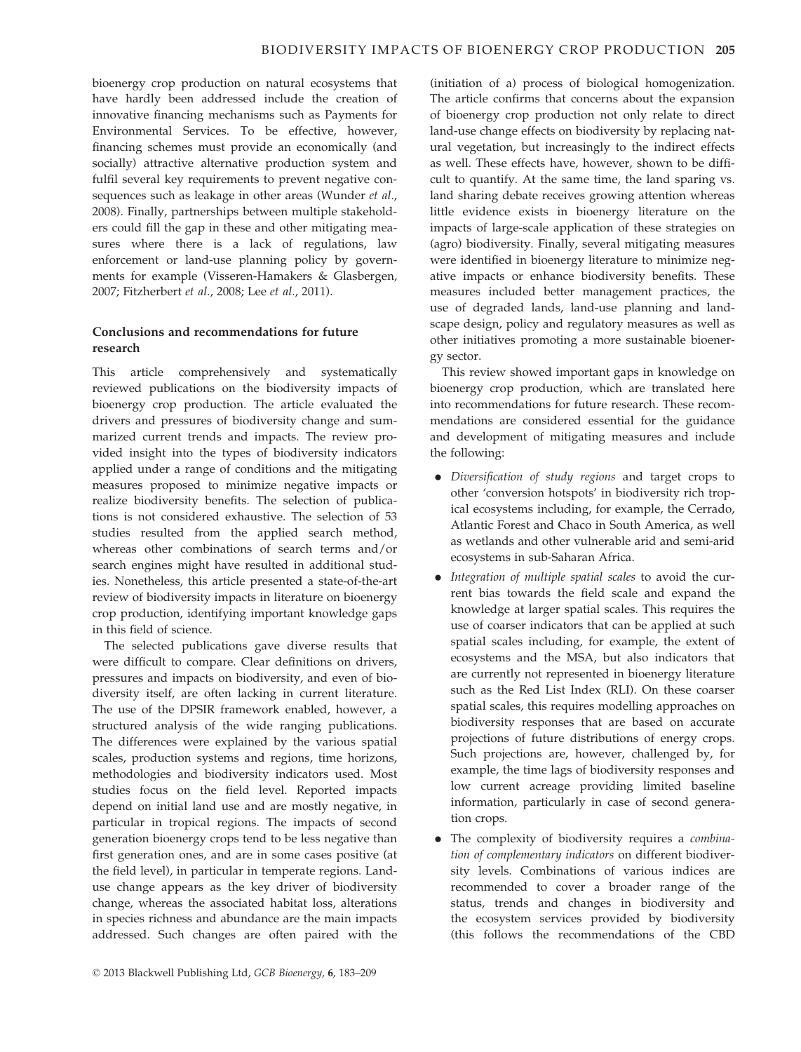bioenergy crop production on natural ecosystems that have hardly been addressed include the creation of innovative financing mechanisms such as Payments for Environmental Services. To be effective, however, financing schemes must provide an economically (and socially) attractive alternative production system and fulfil several key requirements to prevent negative consequences such as leakage in other areas (Wunder *et al.*, 2008). Finally, partnerships between multiple stakeholders could fill the gap in these and other mitigating measures where there is a lack of regulations, law enforcement or land-use planning policy by governments for example (Visseren-Hamakers & Glasbergen, 2007; Fitzherbert *et al.*, 2008; Lee *et al.*, 2011).

## Conclusions and recommendations for future research

This article comprehensively and systematically reviewed publications on the biodiversity impacts of bioenergy crop production. The article evaluated the drivers and pressures of biodiversity change and summarized current trends and impacts. The review provided insight into the types of biodiversity indicators applied under a range of conditions and the mitigating measures proposed to minimize negative impacts or realize biodiversity benefits. The selection of publications is not considered exhaustive. The selection of 53 studies resulted from the applied search method, whereas other combinations of search terms and/or search engines might have resulted in additional studies. Nonetheless, this article presented a state-of-the-art review of biodiversity impacts in literature on bioenergy crop production, identifying important knowledge gaps in this field of science.

The selected publications gave diverse results that were difficult to compare. Clear definitions on drivers, pressures and impacts on biodiversity, and even of biodiversity itself, are often lacking in current literature. The use of the DPSIR framework enabled, however, a structured analysis of the wide ranging publications. The differences were explained by the various spatial scales, production systems and regions, time horizons, methodologies and biodiversity indicators used. Most studies focus on the field level. Reported impacts depend on initial land use and are mostly negative, in particular in tropical regions. The impacts of second generation bioenergy crops tend to be less negative than first generation ones, and are in some cases positive (at the field level), in particular in temperate regions. Land-use change appears as the key driver of biodiversity change, whereas the associated habitat loss, alterations in species richness and abundance are the main impacts addressed. Such changes are often paired with the (initiation of a) process of biological homogenization. The article confirms that concerns about the expansion of bioenergy crop production not only relate to direct land-use change effects on biodiversity by replacing natural vegetation, but increasingly to the indirect effects as well. These effects have, however, shown to be difficult to quantify. At the same time, the land sparing vs. land sharing debate receives growing attention whereas little evidence exists in bioenergy literature on the impacts of large-scale application of these strategies on (agro) biodiversity. Finally, several mitigating measures were identified in bioenergy literature to minimize negative impacts or enhance biodiversity benefits. These measures included better management practices, the use of degraded lands, land-use planning and landscape design, policy and regulatory measures as well as other initiatives promoting a more sustainable bioenergy sector.

This review showed important gaps in knowledge on bioenergy crop production, which are translated here into recommendations for future research. These recommendations are considered essential for the guidance and development of mitigating measures and include the following:

- *Diversification of study regions* and target crops to other 'conversion hotspots' in biodiversity rich tropical ecosystems including, for example, the Cerrado, Atlantic Forest and Chaco in South America, as well as wetlands and other vulnerable arid and semi-arid ecosystems in sub-Saharan Africa.
- *Integration of multiple spatial scales* to avoid the current bias towards the field scale and expand the knowledge at larger spatial scales. This requires the use of coarser indicators that can be applied at such spatial scales including, for example, the extent of ecosystems and the MSA, but also indicators that are currently not represented in bioenergy literature such as the Red List Index (RLI). On these coarser spatial scales, this requires modelling approaches on biodiversity responses that are based on accurate projections of future distributions of energy crops. Such projections are, however, challenged by, for example, the time lags of biodiversity responses and low current acreage providing limited baseline information, particularly in case of second generation crops.
- The complexity of biodiversity requires a *combination of complementary indicators* on different biodiversity levels. Combinations of various indices are recommended to cover a broader range of the status, trends and changes in biodiversity and the ecosystem services provided by biodiversity (this follows the recommendations of the CBD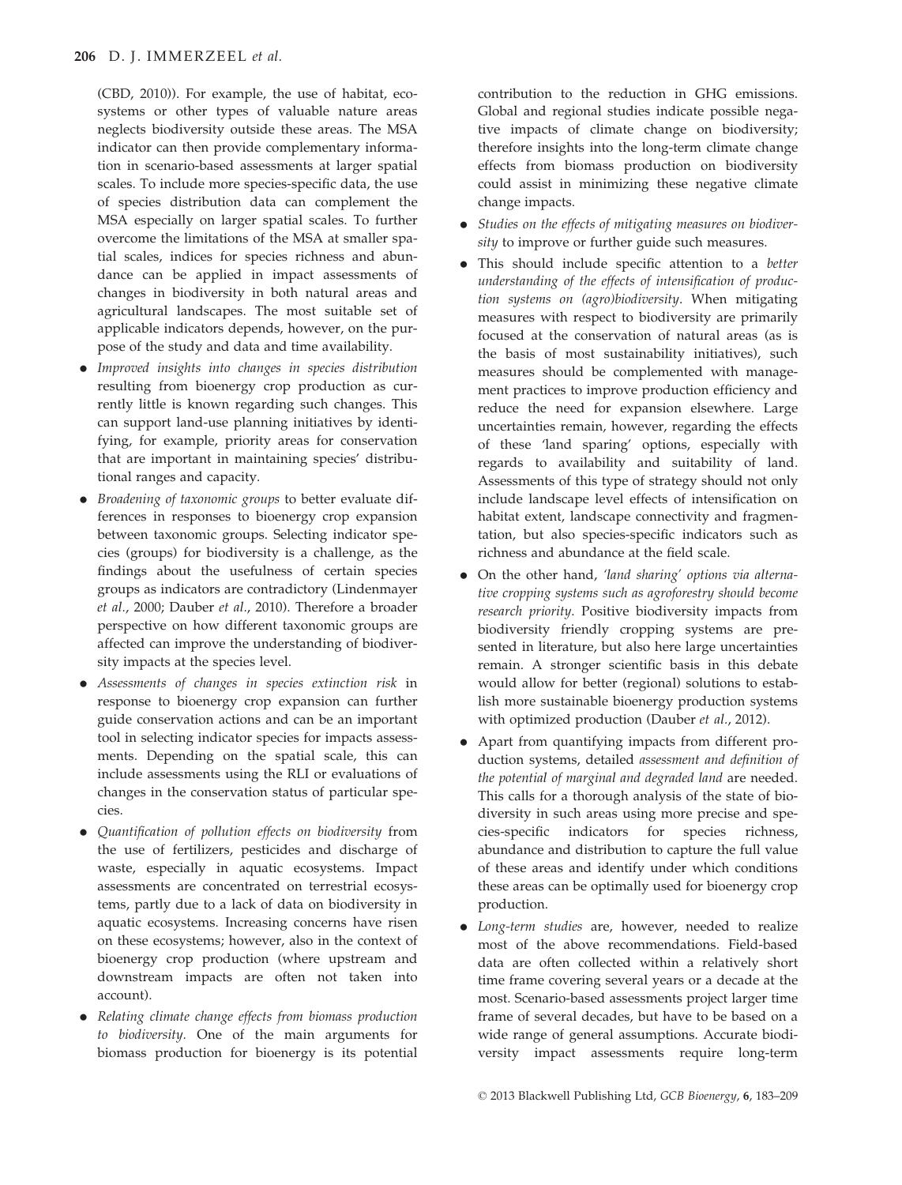(CBD, 2010)). For example, the use of habitat, ecosystems or other types of valuable nature areas neglects biodiversity outside these areas. The MSA indicator can then provide complementary information in scenario-based assessments at larger spatial scales. To include more species-specific data, the use of species distribution data can complement the MSA especially on larger spatial scales. To further overcome the limitations of the MSA at smaller spatial scales, indices for species richness and abundance can be applied in impact assessments of changes in biodiversity in both natural areas and agricultural landscapes. The most suitable set of applicable indicators depends, however, on the purpose of the study and data and time availability.

- *Improved insights into changes in species distribution* resulting from bioenergy crop production as currently little is known regarding such changes. This can support land-use planning initiatives by identifying, for example, priority areas for conservation that are important in maintaining species' distributional ranges and capacity.
- *Broadening of taxonomic groups* to better evaluate differences in responses to bioenergy crop expansion between taxonomic groups. Selecting indicator species (groups) for biodiversity is a challenge, as the findings about the usefulness of certain species groups as indicators are contradictory (Lindenmayer *et al.*, 2000; Dauber *et al.*, 2010). Therefore a broader perspective on how different taxonomic groups are affected can improve the understanding of biodiversity impacts at the species level.
- *Assessments of changes in species extinction risk* in response to bioenergy crop expansion can further guide conservation actions and can be an important tool in selecting indicator species for impacts assessments. Depending on the spatial scale, this can include assessments using the RLI or evaluations of changes in the conservation status of particular species.
- *Quantification of pollution effects on biodiversity* from the use of fertilizers, pesticides and discharge of waste, especially in aquatic ecosystems. Impact assessments are concentrated on terrestrial ecosystems, partly due to a lack of data on biodiversity in aquatic ecosystems. Increasing concerns have risen on these ecosystems; however, also in the context of bioenergy crop production (where upstream and downstream impacts are often not taken into account).
- *Relating climate change effects from biomass production to biodiversity.* One of the main arguments for biomass production for bioenergy is its potential contribution to the reduction in GHG emissions. Global and regional studies indicate possible negative impacts of climate change on biodiversity; therefore insights into the long-term climate change effects from biomass production on biodiversity could assist in minimizing these negative climate change impacts.
- *Studies on the effects of mitigating measures on biodiversity* to improve or further guide such measures.
- This should include specific attention to a *better understanding of the effects of intensification of production systems on (agro)biodiversity*. When mitigating measures with respect to biodiversity are primarily focused at the conservation of natural areas (as is the basis of most sustainability initiatives), such measures should be complemented with management practices to improve production efficiency and reduce the need for expansion elsewhere. Large uncertainties remain, however, regarding the effects of these 'land sparing' options, especially with regards to availability and suitability of land. Assessments of this type of strategy should not only include landscape level effects of intensification on habitat extent, landscape connectivity and fragmentation, but also species-specific indicators such as richness and abundance at the field scale.
- On the other hand, *'land sharing' options via alternative cropping systems such as agroforestry should become research priority*. Positive biodiversity impacts from biodiversity friendly cropping systems are presented in literature, but also here large uncertainties remain. A stronger scientific basis in this debate would allow for better (regional) solutions to establish more sustainable bioenergy production systems with optimized production (Dauber *et al.*, 2012).
- Apart from quantifying impacts from different production systems, detailed *assessment and definition of the potential of marginal and degraded land* are needed. This calls for a thorough analysis of the state of biodiversity in such areas using more precise and species-specific indicators for species richness, abundance and distribution to capture the full value of these areas and identify under which conditions these areas can be optimally used for bioenergy crop production.
- *Long-term studies* are, however, needed to realize most of the above recommendations. Field-based data are often collected within a relatively short time frame covering several years or a decade at the most. Scenario-based assessments project larger time frame of several decades, but have to be based on a wide range of general assumptions. Accurate biodiversity impact assessments require long-term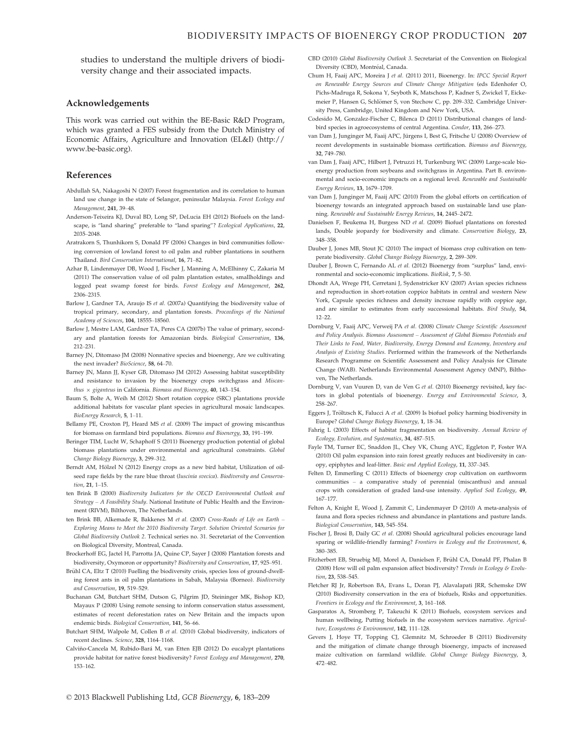studies to understand the multiple drivers of biodiversity change and their associated impacts.

## Acknowledgements

This work was carried out within the BE-Basic R&D Program, which was granted a FES subsidy from the Dutch Ministry of Economic Affairs, Agriculture and Innovation (EL&I) (http://www.be-basic.org).

## References

Abdullah SA, Nakagoshi N (2007) Forest fragmentation and its correlation to human land use change in the state of Selangor, peninsular Malaysia. *Forest Ecology and Management*, **241**, 39–48.

Anderson-Teixeira KJ, Duval BD, Long SP, DeLucia EH (2012) Biofuels on the landscape, is "land sharing" preferable to "land sparing"? *Ecological Applications*, **22**, 2035–2048.

Aratrakorn S, Thunhikorn S, Donald PF (2006) Changes in bird communities following conversion of lowland forest to oil palm and rubber plantations in southern Thailand. *Bird Conservation International*, **16**, 71–82.

Azhar B, Lindenmayer DB, Wood J, Fischer J, Manning A, McElhinny C, Zakaria M (2011) The conservation value of oil palm plantation estates, smallholdings and logged peat swamp forest for birds. *Forest Ecology and Management*, **262**, 2306–2315.

Barlow J, Gardner TA, Araujo IS *et al.* (2007a) Quantifying the biodiversity value of tropical primary, secondary, and plantation forests. *Proceedings of the National Academy of Sciences*, **104**, 18555–18560.

Barlow J, Mestre LAM, Gardner TA, Peres CA (2007b) The value of primary, secondary and plantation forests for Amazonian birds. *Biological Conservation*, **136**, 212–231.

Barney JN, Ditomaso JM (2008) Nonnative species and bioenergy, Are we cultivating the next invader? *BioScience*, **58**, 64–70.

Barney JN, Mann JJ, Kyser GB, Ditomaso JM (2012) Assessing habitat susceptibility and resistance to invasion by the bioenergy crops switchgrass and *Miscanthus × giganteus* in California. *Biomass and Bioenergy*, **40**, 143–154.

Baum S, Bolte A, Weih M (2012) Short rotation coppice (SRC) plantations provide additional habitats for vascular plant species in agricultural mosaic landscapes. *BioEnergy Research*, **5**, 1–11.

Bellamy PE, Croxton PJ, Heard MS *et al.* (2009) The impact of growing miscanthus for biomass on farmland bird populations. *Biomass and Bioenergy*, **33**, 191–199.

Beringer TIM, Lucht W, Schaphoff S (2011) Bioenergy production potential of global biomass plantations under environmental and agricultural constraints. *Global Change Biology Bioenergy*, **3**, 299–312.

Berndt AM, Hölzel N (2012) Energy crops as a new bird habitat, Utilization of oilseed rape fields by the rare blue throat (*luscinia svecica*). *Biodiversity and Conservation*, **21**, 1–15.

ten Brink B (2000) *Biodiversity Indicators for the OECD Environmental Outlook and Strategy – A Feasibility Study*. National Institute of Public Health and the Environment (RIVM), Bilthoven, The Netherlands.

ten Brink BB, Alkemade R, Bakkenes M *et al.* (2007) *Cross-Roads of Life on Earth – Exploring Means to Meet the 2010 Biodiversity Target. Solution Oriented Scenarios for Global Biodiversity Outlook 2*. Technical series no. 31. Secretariat of the Convention on Biological Diversity, Montreal, Canada.

Brockerhoff EG, Jactel H, Parrotta JA, Quine CP, Sayer J (2008) Plantation forests and biodiversity, Oxymoron or opportunity? *Biodiversity and Conservation*, **17**, 925–951.

Brühl CA, Eltz T (2010) Fuelling the biodiversity crisis, species loss of ground-dwelling forest ants in oil palm plantations in Sabah, Malaysia (Borneo). *Biodiversity and Conservation*, **19**, 519–529.

Buchanan GM, Butchart SHM, Dutson G, Pilgrim JD, Steininger MK, Bishop KD, Mayaux P (2008) Using remote sensing to inform conservation status assessment, estimates of recent deforestation rates on New Britain and the impacts upon endemic birds. *Biological Conservation*, **141**, 56–66.

Butchart SHM, Walpole M, Collen B *et al.* (2010) Global biodiversity, indicators of recent declines. *Science*, **328**, 1164–1168.

Calviño-Cancela M, Rubido-Bará M, van Etten EJB (2012) Do eucalypt plantations provide habitat for native forest biodiversity? *Forest Ecology and Management*, **270**, 153–162.

CBD (2010) *Global Biodiversity Outlook 3*. Secretariat of the Convention on Biological Diversity (CBD), Montréal, Canada.

Chum H, Faaij APC, Moreira J *et al.* (2011) 2011, Bioenergy. In: *IPCC Special Report on Renewable Energy Sources and Climate Change Mitigation* (eds Edenhofer O, Pichs-Madruga R, Sokona Y, Seyboth K, Matschoss P, Kadner S, Zwickel T, Eickemeier P, Hansen G, Schlömer S, von Stechow C, pp. 209–332. Cambridge University Press, Cambridge, United Kingdom and New York, USA.

Codesido M, Gonzalez-Fischer C, Bilenca D (2011) Distributional changes of landbird species in agroecosystems of central Argentina. *Condor*, **113**, 266–273.

van Dam J, Junginger M, Faaij APC, Jürgens I, Best G, Fritsche U (2008) Overview of recent developments in sustainable biomass certification. *Biomass and Bioenergy*, **32**, 749–780.

van Dam J, Faaij APC, Hilbert J, Petruzzi H, Turkenburg WC (2009) Large-scale bioenergy production from soybeans and switchgrass in Argentina. Part B. environmental and socio-economic impacts on a regional level. *Renewable and Sustainable Energy Reviews*, **13**, 1679–1709.

van Dam J, Junginger M, Faaij APC (2010) From the global efforts on certification of bioenergy towards an integrated approach based on sustainable land use planning. *Renewable and Sustainable Energy Reviews*, **14**, 2445–2472.

Danielsen F, Beukema H, Burgess ND *et al.* (2009) Biofuel plantations on forested lands, Double jeopardy for biodiversity and climate. *Conservation Biology*, **23**, 348–358.

Dauber J, Jones MB, Stout JC (2010) The impact of biomass crop cultivation on temperate biodiversity. *Global Change Biology Bioenergy*, **2**, 289–309.

Dauber J, Brown C, Fernando AL *et al.* (2012) Bioenergy from "surplus" land, environmental and socio-economic implications. *BioRisk*, **7**, 5–50.

Dhondt AA, Wrege PH, Cerretani J, Sydenstricker KV (2007) Avian species richness and reproduction in short-rotation coppice habitats in central and western New York, Capsule species richness and density increase rapidly with coppice age, and are similar to estimates from early successional habitats. *Bird Study*, **54**, 12–22.

Dornburg V, Faaij APC, Verweij PA *et al.* (2008) *Climate Change Scientific Assessment and Policy Analysis. Biomass Assessment – Assessment of Global Biomass Potentials and Their Links to Food, Water, Biodiversity, Energy Demand and Economy, Inventory and Analysis of Existing Studies.* Performed within the framework of the Netherlands Research Programme on Scientific Assessment and Policy Analysis for Climate Change (WAB). Netherlands Environmental Assessment Agency (MNP), Bilthoven, The Netherlands.

Dornburg V, van Vuuren D, van de Ven G *et al.* (2010) Bioenergy revisited, key factors in global potentials of bioenergy. *Energy and Environmental Science*, **3**, 258–267.

Eggers J, Tröltzsch K, Falucci A *et al.* (2009) Is biofuel policy harming biodiversity in Europe? *Global Change Biology Bioenergy*, **1**, 18–34.

Fahrig L (2003) Effects of habitat fragmentation on biodiversity. *Annual Review of Ecology, Evolution, and Systematics*, **34**, 487–515.

Fayle TM, Turner EC, Snaddon JL, Chey VK, Chung AYC, Eggleton P, Foster WA (2010) Oil palm expansion into rain forest greatly reduces ant biodiversity in canopy, epiphytes and leaf-litter. *Basic and Applied Ecology*, **11**, 337–345.

Felten D, Emmerling C (2011) Effects of bioenergy crop cultivation on earthworm communities – a comparative study of perennial (miscanthus) and annual crops with consideration of graded land-use intensity. *Applied Soil Ecology*, **49**, 167–177.

Felton A, Knight E, Wood J, Zammit C, Lindenmayer D (2010) A meta-analysis of fauna and flora species richness and abundance in plantations and pasture lands. *Biological Conservation*, **143**, 545–554.

Fischer J, Brosi B, Daily GC *et al.* (2008) Should agricultural policies encourage land sparing or wildlife-friendly farming? *Frontiers in Ecology and the Environment*, **6**, 380–385.

Fitzherbert EB, Struebig MJ, Morel A, Danielsen F, Brühl CA, Donald PF, Phalan B (2008) How will oil palm expansion affect biodiversity? *Trends in Ecology & Evolution*, **23**, 538–545.

Fletcher RJ Jr, Robertson BA, Evans L, Doran PJ, Alavalapati JRR, Schemske DW (2010) Biodiversity conservation in the era of biofuels, Risks and opportunities. *Frontiers in Ecology and the Environment*, **3**, 161–168.

Gasparatos A, Stromberg P, Takeuchi K (2011) Biofuels, ecosystem services and human wellbeing, Putting biofuels in the ecosystem services narrative. *Agriculture, Ecosystems & Environment*, **142**, 111–128.

Gevers J, Hoye TT, Topping CJ, Glemnitz M, Schroeder B (2011) Biodiversity and the mitigation of climate change through bioenergy, impacts of increased maize cultivation on farmland wildlife. *Global Change Biology Bioenergy*, **3**, 472–482.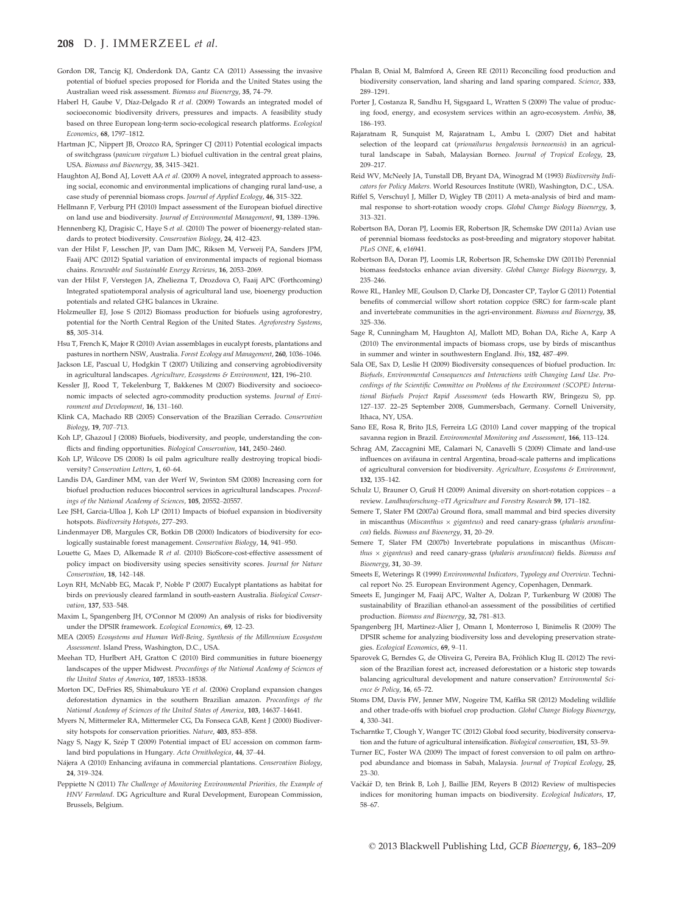Gordon DR, Tancig KJ, Onderdonk DA, Gantz CA (2011) Assessing the invasive potential of biofuel species proposed for Florida and the United States using the Australian weed risk assessment. *Biomass and Bioenergy*, **35**, 74–79.

Haberl H, Gaube V, Díaz-Delgado R *et al.* (2009) Towards an integrated model of socioeconomic biodiversity drivers, pressures and impacts. A feasibility study based on three European long-term socio-ecological research platforms. *Ecological Economics*, **68**, 1797–1812.

Hartman JC, Nippert JB, Orozco RA, Springer CJ (2011) Potential ecological impacts of switchgrass (*panicum virgatum* L.) biofuel cultivation in the central great plains, USA. *Biomass and Bioenergy*, **35**, 3415–3421.

Haughton AJ, Bond AJ, Lovett AA *et al.* (2009) A novel, integrated approach to assessing social, economic and environmental implications of changing rural land-use, a case study of perennial biomass crops. *Journal of Applied Ecology*, **46**, 315–322.

Hellmann F, Verburg PH (2010) Impact assessment of the European biofuel directive on land use and biodiversity. *Journal of Environmental Management*, **91**, 1389–1396.

Hennenberg KJ, Dragisic C, Haye S *et al.* (2010) The power of bioenergy-related standards to protect biodiversity. *Conservation Biology*, **24**, 412–423.

van der Hilst F, Lesschen JP, van Dam JMC, Riksen M, Verweij PA, Sanders JPM, Faaij APC (2012) Spatial variation of environmental impacts of regional biomass chains. *Renewable and Sustainable Energy Reviews*, **16**, 2053–2069.

van der Hilst F, Verstegen JA, Zheliezna T, Drozdova O, Faaij APC (Forthcoming) Integrated spatiotemporal analysis of agricultural land use, bioenergy production potentials and related GHG balances in Ukraine.

Holzmeuller EJ, Jose S (2012) Biomass production for biofuels using agroforestry, potential for the North Central Region of the United States. *Agroforestry Systems*, **85**, 305–314.

Hsu T, French K, Major R (2010) Avian assemblages in eucalypt forests, plantations and pastures in northern NSW, Australia. *Forest Ecology and Management*, **260**, 1036–1046.

Jackson LE, Pascual U, Hodgkin T (2007) Utilizing and conserving agrobiodiversity in agricultural landscapes. *Agriculture, Ecosystems & Environment*, **121**, 196–210.

Kessler JJ, Rood T, Tekelenburg T, Bakkenes M (2007) Biodiversity and socioeconomic impacts of selected agro-commodity production systems. *Journal of Environment and Development*, **16**, 131–160.

Klink CA, Machado RB (2005) Conservation of the Brazilian Cerrado. *Conservation Biology*, **19**, 707–713.

Koh LP, Ghazoul J (2008) Biofuels, biodiversity, and people, understanding the conflicts and finding opportunities. *Biological Conservation*, **141**, 2450–2460.

Koh LP, Wilcove DS (2008) Is oil palm agriculture really destroying tropical biodiversity? *Conservation Letters*, **1**, 60–64.

Landis DA, Gardiner MM, van der Werf W, Swinton SM (2008) Increasing corn for biofuel production reduces biocontrol services in agricultural landscapes. *Proceedings of the National Academy of Sciences*, **105**, 20552–20557.

Lee JSH, Garcia-Ulloa J, Koh LP (2011) Impacts of biofuel expansion in biodiversity hotspots. *Biodiversity Hotspots*, 277–293.

Lindenmayer DB, Margules CR, Botkin DB (2000) Indicators of biodiversity for ecologically sustainable forest management. *Conservation Biology*, **14**, 941–950.

Louette G, Maes D, Alkemade R *et al.* (2010) BioScore-cost-effective assessment of policy impact on biodiversity using species sensitivity scores. *Journal for Nature Conservation*, **18**, 142–148.

Loyn RH, McNabb EG, Macak P, Noble P (2007) Eucalypt plantations as habitat for birds on previously cleared farmland in south-eastern Australia. *Biological Conservation*, **137**, 533–548.

Maxim L, Spangenberg JH, O'Connor M (2009) An analysis of risks for biodiversity under the DPSIR framework. *Ecological Economics*, **69**, 12–23.

MEA (2005) *Ecosystems and Human Well-Being, Synthesis of the Millennium Ecosystem Assessment*. Island Press, Washington, D.C., USA.

Meehan TD, Hurlbert AH, Gratton C (2010) Bird communities in future bioenergy landscapes of the upper Midwest. *Proceedings of the National Academy of Sciences of the United States of America*, **107**, 18533–18538.

Morton DC, DeFries RS, Shimabukuro YE *et al.* (2006) Cropland expansion changes deforestation dynamics in the southern Brazilian amazon. *Proceedings of the National Academy of Sciences of the United States of America*, **103**, 14637–14641.

Myers N, Mittermeler RA, Mittermeler CG, Da Fonseca GAB, Kent J (2000) Biodiversity hotspots for conservation priorities. *Nature*, **403**, 853–858.

Nagy S, Nagy K, Szép T (2009) Potential impact of EU accession on common farmland bird populations in Hungary. *Acta Ornithologica*, **44**, 37–44.

Nájera A (2010) Enhancing avifauna in commercial plantations. *Conservation Biology*, **24**, 319–324.

Peppiette N (2011) *The Challenge of Monitoring Environmental Priorities, the Example of HNV Farmland*. DG Agriculture and Rural Development, European Commission, Brussels, Belgium.

Phalan B, Onial M, Balmford A, Green RE (2011) Reconciling food production and biodiversity conservation, land sharing and land sparing compared. *Science*, **333**, 289–1291.

Porter J, Costanza R, Sandhu H, Sigsgaard L, Wratten S (2009) The value of producing food, energy, and ecosystem services within an agro-ecosystem. *Ambio*, **38**, 186–193.

Rajaratnam R, Sunquist M, Rajaratnam L, Ambu L (2007) Diet and habitat selection of the leopard cat (*prionailurus bengalensis borneoensis*) in an agricultural landscape in Sabah, Malaysian Borneo. *Journal of Tropical Ecology*, **23**, 209–217.

Reid WV, McNeely JA, Tunstall DB, Bryant DA, Winograd M (1993) *Biodiversity Indicators for Policy Makers*. World Resources Institute (WRI), Washington, D.C., USA.

Riffel S, Verschuyl J, Miller D, Wigley TB (2011) A meta-analysis of bird and mammal response to short-rotation woody crops. *Global Change Biology Bioenergy*, **3**, 313–321.

Robertson BA, Doran PJ, Loomis ER, Robertson JR, Schemske DW (2011a) Avian use of perennial biomass feedstocks as post-breeding and migratory stopover habitat. *PLoS ONE*, **6**, e16941.

Robertson BA, Doran PJ, Loomis LR, Robertson JR, Schemske DW (2011b) Perennial biomass feedstocks enhance avian diversity. *Global Change Biology Bioenergy*, **3**, 235–246.

Rowe RL, Hanley ME, Goulson D, Clarke DJ, Doncaster CP, Taylor G (2011) Potential benefits of commercial willow short rotation coppice (SRC) for farm-scale plant and invertebrate communities in the agri-environment. *Biomass and Bioenergy*, **35**, 325–336.

Sage R, Cunningham M, Haughton AJ, Mallott MD, Bohan DA, Riche A, Karp A (2010) The environmental impacts of biomass crops, use by birds of miscanthus in summer and winter in southwestern England. *Ibis*, **152**, 487–499.

Sala OE, Sax D, Leslie H (2009) Biodiversity consequences of biofuel production. In: *Biofuels, Environmental Consequences and Interactions with Changing Land Use. Proceedings of the Scientific Committee on Problems of the Environment (SCOPE) International Biofuels Project Rapid Assessment* (eds Howarth RW, Bringezu S), pp. 127–137. 22–25 September 2008, Gummersbach, Germany. Cornell University, Ithaca, NY, USA.

Sano EE, Rosa R, Brito JLS, Ferreira LG (2010) Land cover mapping of the tropical savanna region in Brazil. *Environmental Monitoring and Assessment*, **166**, 113–124.

Schrag AM, Zaccagnini ME, Calamari N, Canavelli S (2009) Climate and land-use influences on avifauna in central Argentina, broad-scale patterns and implications of agricultural conversion for biodiversity. *Agriculture, Ecosystems & Environment*, **132**, 135–142.

Schulz U, Brauner O, Gruß H (2009) Animal diversity on short-rotation coppices – a review. *Landbauforschung–vTI Agriculture and Forestry Research* **59**, 171–182.

Semere T, Slater FM (2007a) Ground flora, small mammal and bird species diversity in miscanthus (*Miscanthus × giganteus*) and reed canary-grass (*phalaris arundinacea*) fields. *Biomass and Bioenergy*, **31**, 20–29.

Semere T, Slater FM (2007b) Invertebrate populations in miscanthus (*Miscanthus × giganteus*) and reed canary-grass (*phalaris arundinacea*) fields. *Biomass and Bioenergy*, **31**, 30–39.

Smeets E, Weterings R (1999) *Environmental Indicators, Typology and Overview*. Technical report No. 25. European Environment Agency, Copenhagen, Denmark.

Smeets E, Junginger M, Faaij APC, Walter A, Dolzan P, Turkenburg W (2008) The sustainability of Brazilian ethanol-an assessment of the possibilities of certified production. *Biomass and Bioenergy*, **32**, 781–813.

Spangenberg JH, Martinez-Alier J, Omann I, Monterroso I, Binimelis R (2009) The DPSIR scheme for analyzing biodiversity loss and developing preservation strategies. *Ecological Economics*, **69**, 9–11.

Sparovek G, Berndes G, de Oliveira G, Pereira BA, Fröhlich Klug IL (2012) The revision of the Brazilian forest act, increased deforestation or a historic step towards balancing agricultural development and nature conservation? *Environmental Science & Policy*, **16**, 65–72.

Stoms DM, Davis FW, Jenner MW, Nogeire TM, Kaffka SR (2012) Modeling wildlife and other trade-offs with biofuel crop production. *Global Change Biology Bioenergy*, **4**, 330–341.

Tscharntke T, Clough Y, Wanger TC (2012) Global food security, biodiversity conservation and the future of agricultural intensification. *Biological conservation*, **151**, 53–59.

Turner EC, Foster WA (2009) The impact of forest conversion to oil palm on arthropod abundance and biomass in Sabah, Malaysia. *Journal of Tropical Ecology*, **25**, 23–30.

Vačkář D, ten Brink B, Loh J, Baillie JEM, Reyers B (2012) Review of multispecies indices for monitoring human impacts on biodiversity. *Ecological Indicators*, **17**, 58–67.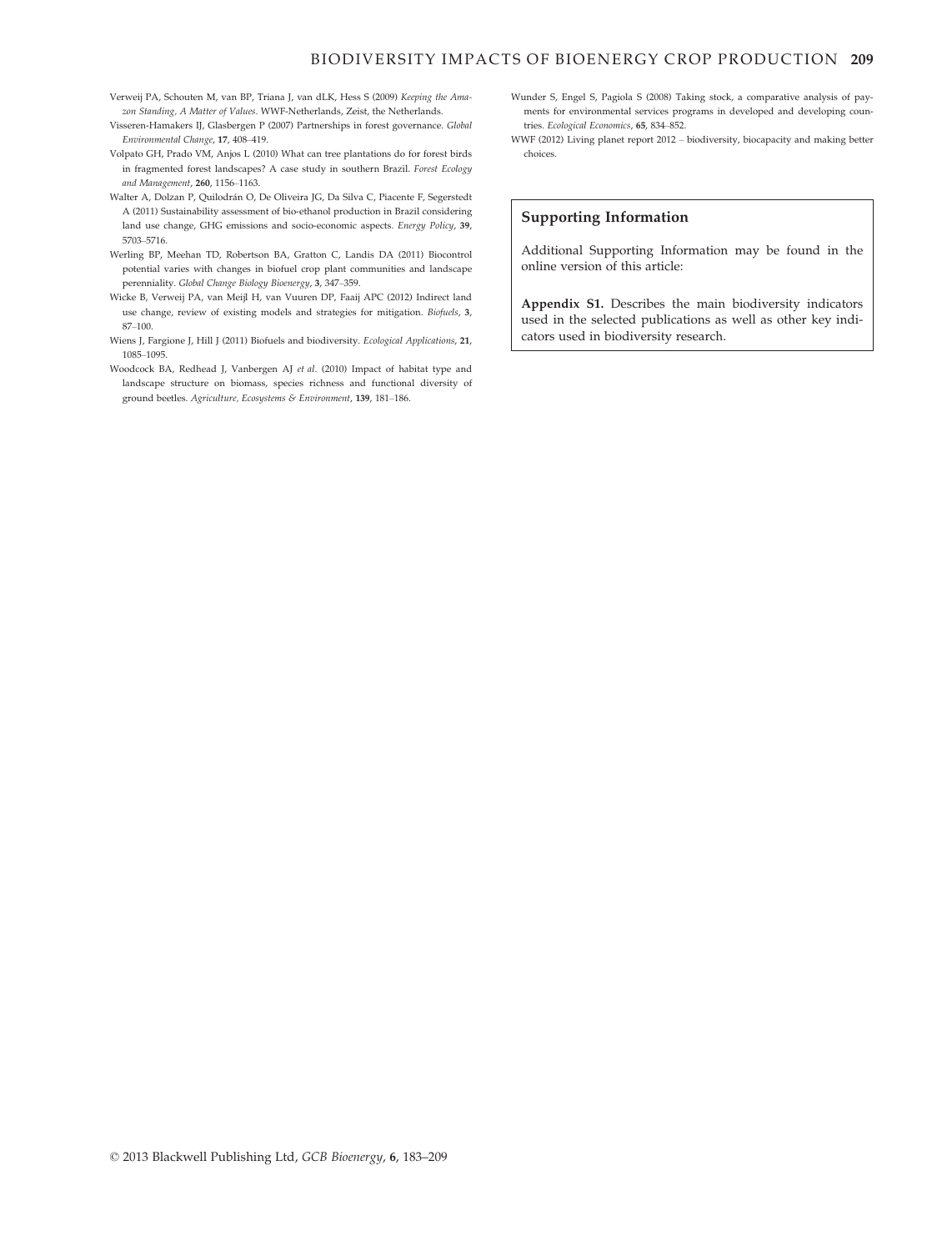Verweij PA, Schouten M, van BP, Triana J, van dLK, Hess S (2009) *Keeping the Amazon Standing, A Matter of Values*. WWF-Netherlands, Zeist, the Netherlands.

Visseren-Hamakers IJ, Glasbergen P (2007) Partnerships in forest governance. *Global Environmental Change*, **17**, 408–419.

Volpato GH, Prado VM, Anjos L (2010) What can tree plantations do for forest birds in fragmented forest landscapes? A case study in southern Brazil. *Forest Ecology and Management*, **260**, 1156–1163.

Walter A, Dolzan P, Quilodrán O, De Oliveira JG, Da Silva C, Piacente F, Segerstedt A (2011) Sustainability assessment of bio-ethanol production in Brazil considering land use change, GHG emissions and socio-economic aspects. *Energy Policy*, **39**, 5703–5716.

Werling BP, Meehan TD, Robertson BA, Gratton C, Landis DA (2011) Biocontrol potential varies with changes in biofuel crop plant communities and landscape perenniality. *Global Change Biology Bioenergy*, **3**, 347–359.

Wicke B, Verweij PA, van Meijl H, van Vuuren DP, Faaij APC (2012) Indirect land use change, review of existing models and strategies for mitigation. *Biofuels*, **3**, 87–100.

Wiens J, Fargione J, Hill J (2011) Biofuels and biodiversity. *Ecological Applications*, **21**, 1085–1095.

Woodcock BA, Redhead J, Vanbergen AJ *et al.* (2010) Impact of habitat type and landscape structure on biomass, species richness and functional diversity of ground beetles. *Agriculture, Ecosystems & Environment*, **139**, 181–186.

Wunder S, Engel S, Pagiola S (2008) Taking stock, a comparative analysis of payments for environmental services programs in developed and developing countries. *Ecological Economics*, **65**, 834–852.

WWF (2012) Living planet report 2012 – biodiversity, biocapacity and making better choices.

## Supporting Information

Additional Supporting Information may be found in the online version of this article:

**Appendix S1.** Describes the main biodiversity indicators used in the selected publications as well as other key indicators used in biodiversity research.